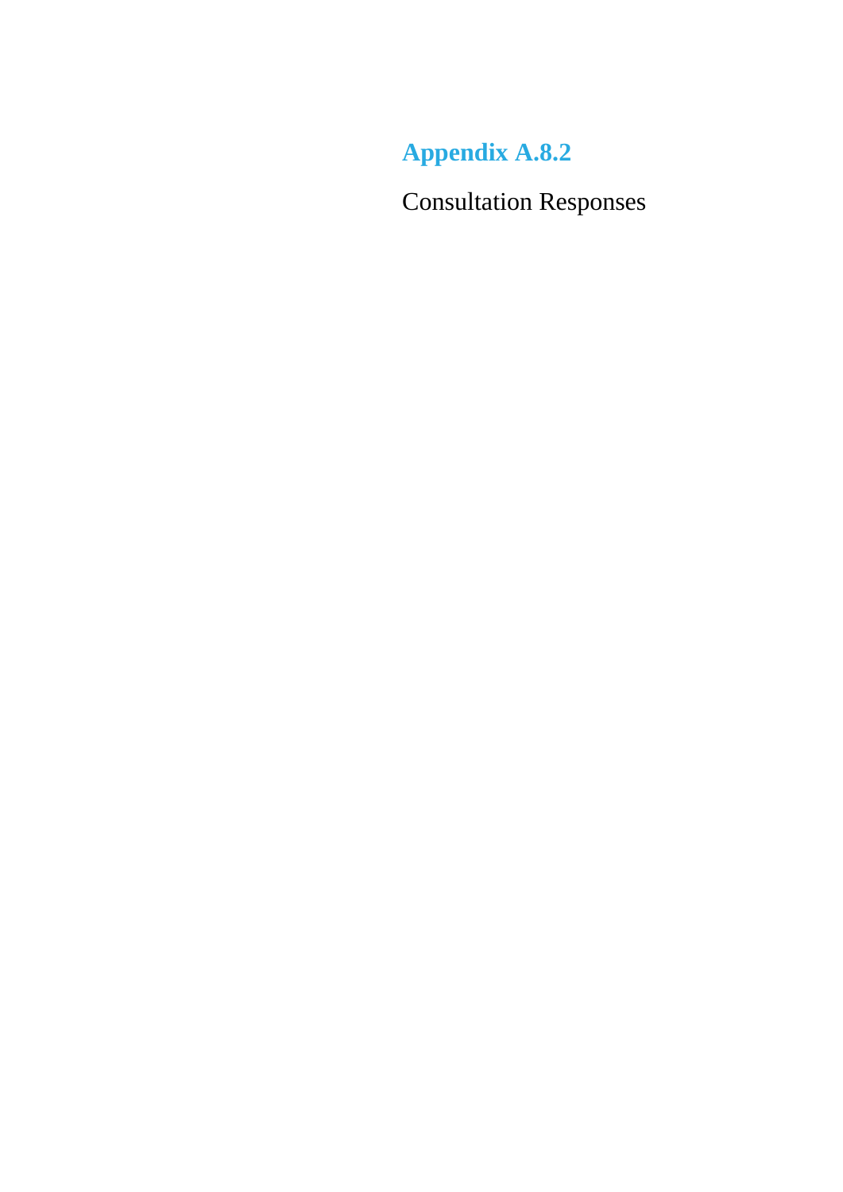# Appendix A.8.2

Consultation Responses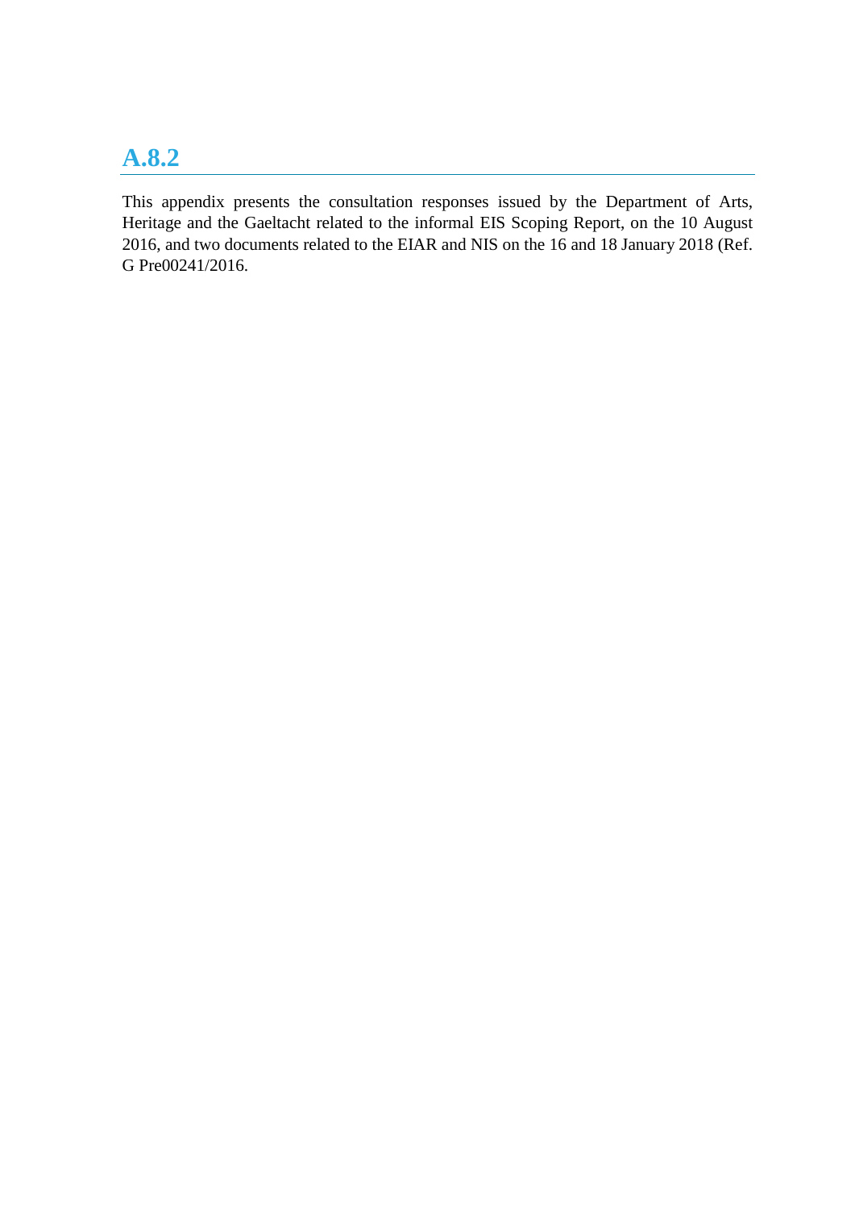# A.8.2

This appendix presents the consultation responses issued by the Department of Arts, Heritage and the Gaeltacht related to the informal EIS Scoping Report, on the 10 August 2016, and two documents related to the EIAR and NIS on the 16 and 18 January 2018 (Ref. G Pre00241/2016.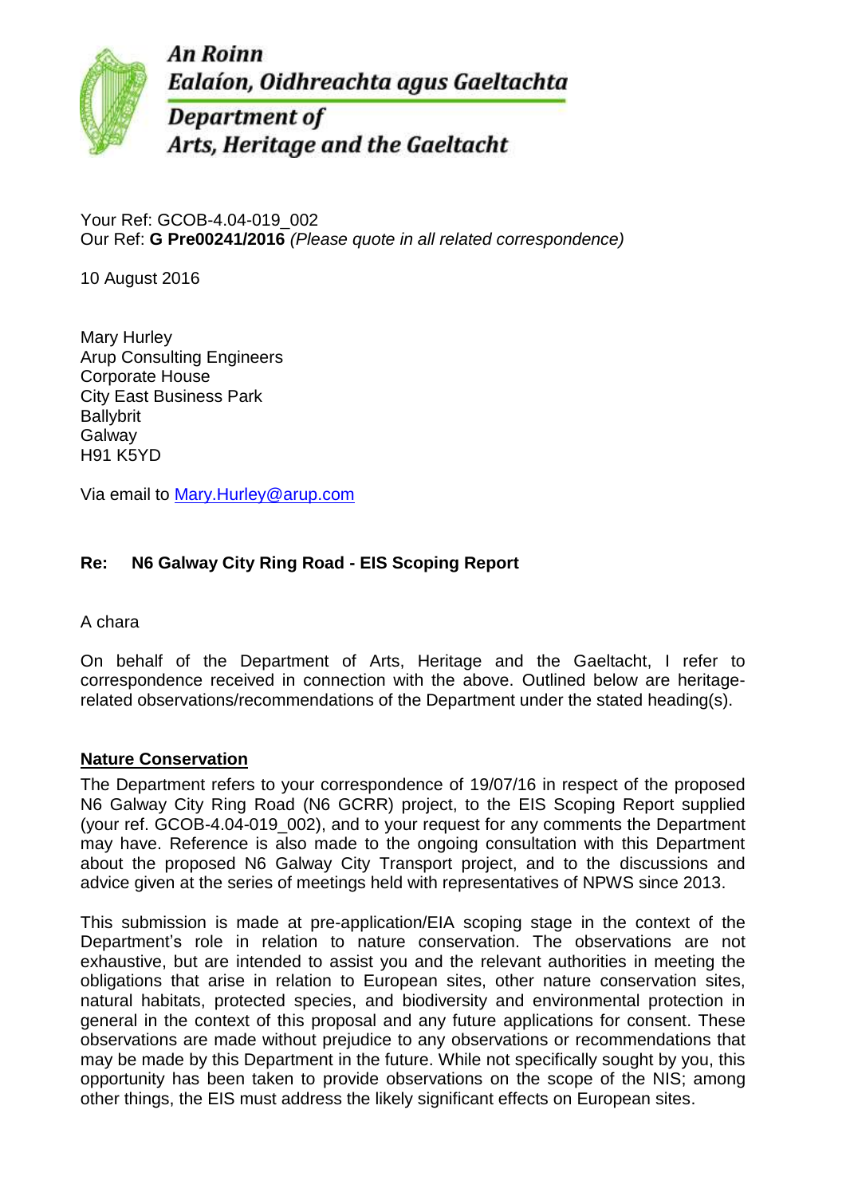An Roinn
Ealaíon, Oidhreachta agus Gaeltachta
Department of
Arts, Heritage and the Gaeltacht

Your Ref: GCOB-4.04-019_002
Our Ref: **G Pre00241/2016** *(Please quote in all related correspondence)*

10 August 2016

Mary Hurley
Arup Consulting Engineers
Corporate House
City East Business Park
Ballybrit
Galway
H91 K5YD

Via email to Mary.Hurley@arup.com

**Re: N6 Galway City Ring Road - EIS Scoping Report**

A chara

On behalf of the Department of Arts, Heritage and the Gaeltacht, I refer to correspondence received in connection with the above. Outlined below are heritage-related observations/recommendations of the Department under the stated heading(s).

## Nature Conservation

The Department refers to your correspondence of 19/07/16 in respect of the proposed N6 Galway City Ring Road (N6 GCRR) project, to the EIS Scoping Report supplied (your ref. GCOB-4.04-019_002), and to your request for any comments the Department may have. Reference is also made to the ongoing consultation with this Department about the proposed N6 Galway City Transport project, and to the discussions and advice given at the series of meetings held with representatives of NPWS since 2013.

This submission is made at pre-application/EIA scoping stage in the context of the Department's role in relation to nature conservation. The observations are not exhaustive, but are intended to assist you and the relevant authorities in meeting the obligations that arise in relation to European sites, other nature conservation sites, natural habitats, protected species, and biodiversity and environmental protection in general in the context of this proposal and any future applications for consent. These observations are made without prejudice to any observations or recommendations that may be made by this Department in the future. While not specifically sought by you, this opportunity has been taken to provide observations on the scope of the NIS; among other things, the EIS must address the likely significant effects on European sites.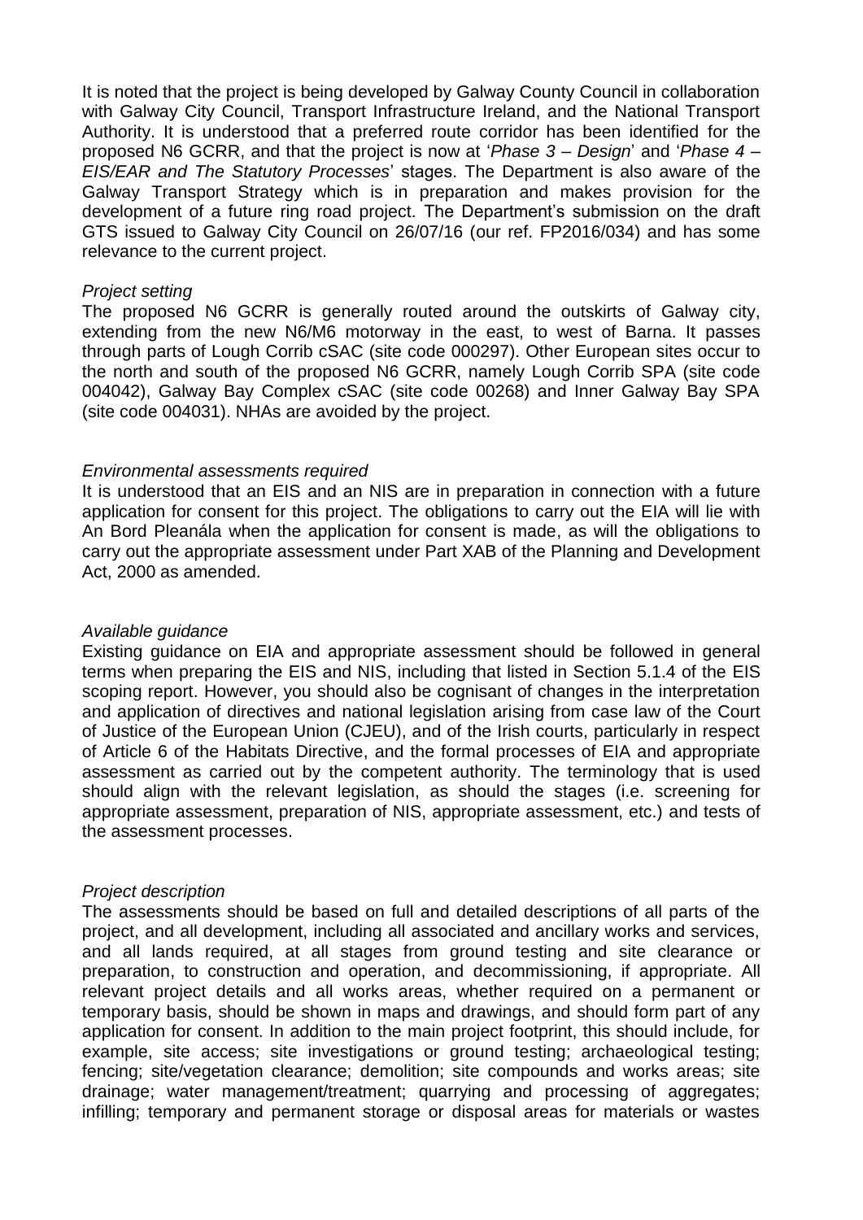It is noted that the project is being developed by Galway County Council in collaboration with Galway City Council, Transport Infrastructure Ireland, and the National Transport Authority. It is understood that a preferred route corridor has been identified for the proposed N6 GCRR, and that the project is now at '*Phase 3 – Design*' and '*Phase 4 – EIS/EAR and The Statutory Processes*' stages. The Department is also aware of the Galway Transport Strategy which is in preparation and makes provision for the development of a future ring road project. The Department's submission on the draft GTS issued to Galway City Council on 26/07/16 (our ref. FP2016/034) and has some relevance to the current project.

*Project setting*

The proposed N6 GCRR is generally routed around the outskirts of Galway city, extending from the new N6/M6 motorway in the east, to west of Barna. It passes through parts of Lough Corrib cSAC (site code 000297). Other European sites occur to the north and south of the proposed N6 GCRR, namely Lough Corrib SPA (site code 004042), Galway Bay Complex cSAC (site code 00268) and Inner Galway Bay SPA (site code 004031). NHAs are avoided by the project.

*Environmental assessments required*

It is understood that an EIS and an NIS are in preparation in connection with a future application for consent for this project. The obligations to carry out the EIA will lie with An Bord Pleanála when the application for consent is made, as will the obligations to carry out the appropriate assessment under Part XAB of the Planning and Development Act, 2000 as amended.

*Available guidance*

Existing guidance on EIA and appropriate assessment should be followed in general terms when preparing the EIS and NIS, including that listed in Section 5.1.4 of the EIS scoping report. However, you should also be cognisant of changes in the interpretation and application of directives and national legislation arising from case law of the Court of Justice of the European Union (CJEU), and of the Irish courts, particularly in respect of Article 6 of the Habitats Directive, and the formal processes of EIA and appropriate assessment as carried out by the competent authority. The terminology that is used should align with the relevant legislation, as should the stages (i.e. screening for appropriate assessment, preparation of NIS, appropriate assessment, etc.) and tests of the assessment processes.

*Project description*

The assessments should be based on full and detailed descriptions of all parts of the project, and all development, including all associated and ancillary works and services, and all lands required, at all stages from ground testing and site clearance or preparation, to construction and operation, and decommissioning, if appropriate. All relevant project details and all works areas, whether required on a permanent or temporary basis, should be shown in maps and drawings, and should form part of any application for consent. In addition to the main project footprint, this should include, for example, site access; site investigations or ground testing; archaeological testing; fencing; site/vegetation clearance; demolition; site compounds and works areas; site drainage; water management/treatment; quarrying and processing of aggregates; infilling; temporary and permanent storage or disposal areas for materials or wastes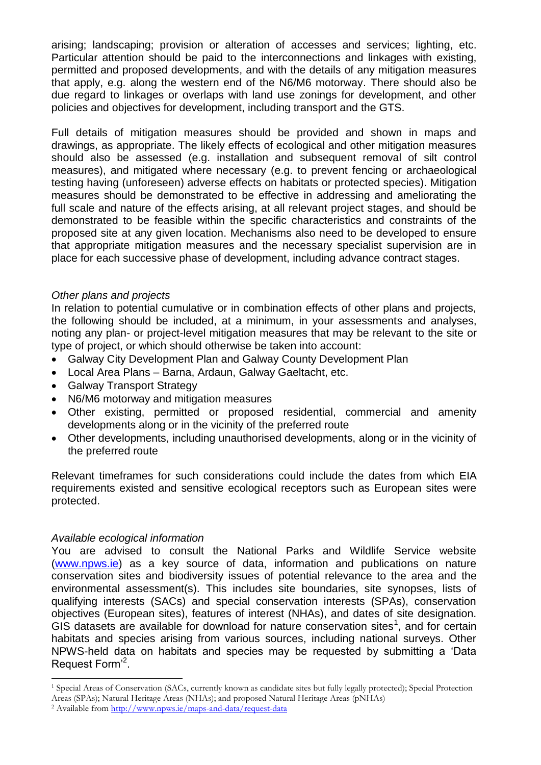arising; landscaping; provision or alteration of accesses and services; lighting, etc. Particular attention should be paid to the interconnections and linkages with existing, permitted and proposed developments, and with the details of any mitigation measures that apply, e.g. along the western end of the N6/M6 motorway. There should also be due regard to linkages or overlaps with land use zonings for development, and other policies and objectives for development, including transport and the GTS.

Full details of mitigation measures should be provided and shown in maps and drawings, as appropriate. The likely effects of ecological and other mitigation measures should also be assessed (e.g. installation and subsequent removal of silt control measures), and mitigated where necessary (e.g. to prevent fencing or archaeological testing having (unforeseen) adverse effects on habitats or protected species). Mitigation measures should be demonstrated to be effective in addressing and ameliorating the full scale and nature of the effects arising, at all relevant project stages, and should be demonstrated to be feasible within the specific characteristics and constraints of the proposed site at any given location. Mechanisms also need to be developed to ensure that appropriate mitigation measures and the necessary specialist supervision are in place for each successive phase of development, including advance contract stages.

*Other plans and projects*

In relation to potential cumulative or in combination effects of other plans and projects, the following should be included, at a minimum, in your assessments and analyses, noting any plan- or project-level mitigation measures that may be relevant to the site or type of project, or which should otherwise be taken into account:

- Galway City Development Plan and Galway County Development Plan
- Local Area Plans – Barna, Ardaun, Galway Gaeltacht, etc.
- Galway Transport Strategy
- N6/M6 motorway and mitigation measures
- Other existing, permitted or proposed residential, commercial and amenity developments along or in the vicinity of the preferred route
- Other developments, including unauthorised developments, along or in the vicinity of the preferred route

Relevant timeframes for such considerations could include the dates from which EIA requirements existed and sensitive ecological receptors such as European sites were protected.

*Available ecological information*

You are advised to consult the National Parks and Wildlife Service website (www.npws.ie) as a key source of data, information and publications on nature conservation sites and biodiversity issues of potential relevance to the area and the environmental assessment(s). This includes site boundaries, site synopses, lists of qualifying interests (SACs) and special conservation interests (SPAs), conservation objectives (European sites), features of interest (NHAs), and dates of site designation. GIS datasets are available for download for nature conservation sites[1], and for certain habitats and species arising from various sources, including national surveys. Other NPWS-held data on habitats and species may be requested by submitting a 'Data Request Form'[2].

[1] Special Areas of Conservation (SACs, currently known as candidate sites but fully legally protected); Special Protection Areas (SPAs); Natural Heritage Areas (NHAs); and proposed Natural Heritage Areas (pNHAs)

[2] Available from http://www.npws.ie/maps-and-data/request-data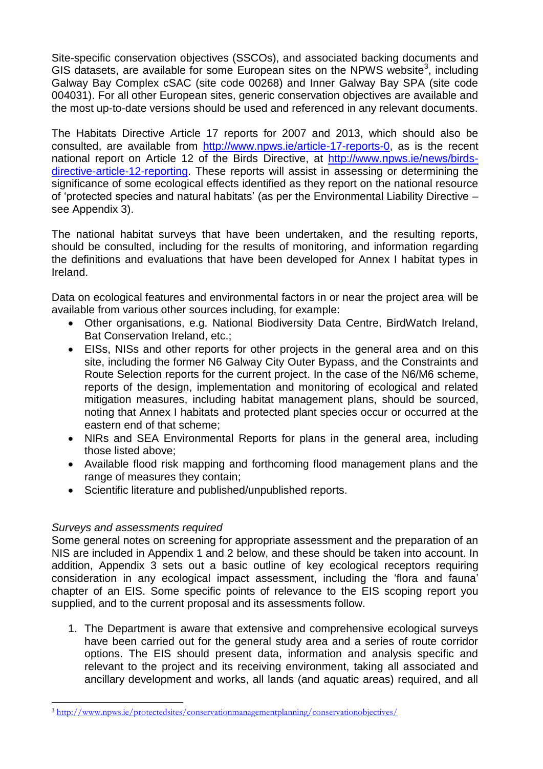Site-specific conservation objectives (SSCOs), and associated backing documents and GIS datasets, are available for some European sites on the NPWS website[3], including Galway Bay Complex cSAC (site code 00268) and Inner Galway Bay SPA (site code 004031). For all other European sites, generic conservation objectives are available and the most up-to-date versions should be used and referenced in any relevant documents.

The Habitats Directive Article 17 reports for 2007 and 2013, which should also be consulted, are available from http://www.npws.ie/article-17-reports-0, as is the recent national report on Article 12 of the Birds Directive, at http://www.npws.ie/news/birds-directive-article-12-reporting. These reports will assist in assessing or determining the significance of some ecological effects identified as they report on the national resource of 'protected species and natural habitats' (as per the Environmental Liability Directive – see Appendix 3).

The national habitat surveys that have been undertaken, and the resulting reports, should be consulted, including for the results of monitoring, and information regarding the definitions and evaluations that have been developed for Annex I habitat types in Ireland.

Data on ecological features and environmental factors in or near the project area will be available from various other sources including, for example:

- Other organisations, e.g. National Biodiversity Data Centre, BirdWatch Ireland, Bat Conservation Ireland, etc.;
- EISs, NISs and other reports for other projects in the general area and on this site, including the former N6 Galway City Outer Bypass, and the Constraints and Route Selection reports for the current project. In the case of the N6/M6 scheme, reports of the design, implementation and monitoring of ecological and related mitigation measures, including habitat management plans, should be sourced, noting that Annex I habitats and protected plant species occur or occurred at the eastern end of that scheme;
- NIRs and SEA Environmental Reports for plans in the general area, including those listed above;
- Available flood risk mapping and forthcoming flood management plans and the range of measures they contain;
- Scientific literature and published/unpublished reports.

*Surveys and assessments required*

Some general notes on screening for appropriate assessment and the preparation of an NIS are included in Appendix 1 and 2 below, and these should be taken into account. In addition, Appendix 3 sets out a basic outline of key ecological receptors requiring consideration in any ecological impact assessment, including the 'flora and fauna' chapter of an EIS. Some specific points of relevance to the EIS scoping report you supplied, and to the current proposal and its assessments follow.

1. The Department is aware that extensive and comprehensive ecological surveys have been carried out for the general study area and a series of route corridor options. The EIS should present data, information and analysis specific and relevant to the project and its receiving environment, taking all associated and ancillary development and works, all lands (and aquatic areas) required, and all

[3] http://www.npws.ie/protectedsites/conservationmanagementplanning/conservationobjectives/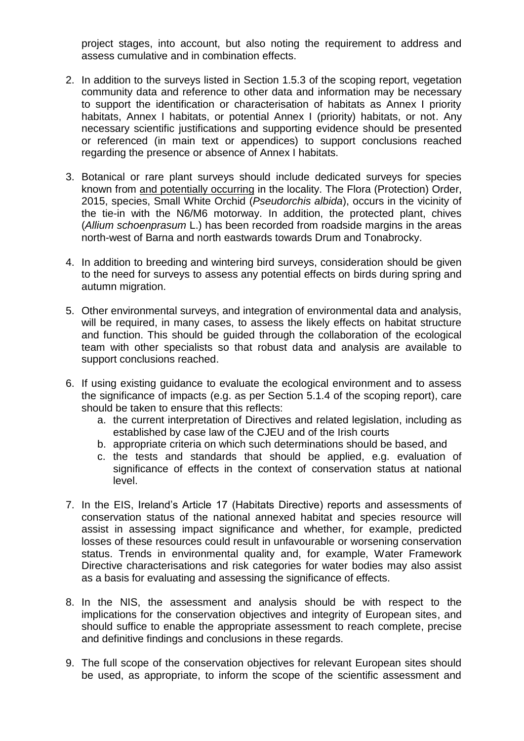project stages, into account, but also noting the requirement to address and assess cumulative and in combination effects.

2. In addition to the surveys listed in Section 1.5.3 of the scoping report, vegetation community data and reference to other data and information may be necessary to support the identification or characterisation of habitats as Annex I priority habitats, Annex I habitats, or potential Annex I (priority) habitats, or not. Any necessary scientific justifications and supporting evidence should be presented or referenced (in main text or appendices) to support conclusions reached regarding the presence or absence of Annex I habitats.

3. Botanical or rare plant surveys should include dedicated surveys for species known from <u>and potentially occurring</u> in the locality. The Flora (Protection) Order, 2015, species, Small White Orchid (*Pseudorchis albida*), occurs in the vicinity of the tie-in with the N6/M6 motorway. In addition, the protected plant, chives (*Allium schoenprasum* L.) has been recorded from roadside margins in the areas north-west of Barna and north eastwards towards Drum and Tonabrocky.

4. In addition to breeding and wintering bird surveys, consideration should be given to the need for surveys to assess any potential effects on birds during spring and autumn migration.

5. Other environmental surveys, and integration of environmental data and analysis, will be required, in many cases, to assess the likely effects on habitat structure and function. This should be guided through the collaboration of the ecological team with other specialists so that robust data and analysis are available to support conclusions reached.

6. If using existing guidance to evaluate the ecological environment and to assess the significance of impacts (e.g. as per Section 5.1.4 of the scoping report), care should be taken to ensure that this reflects:
   a. the current interpretation of Directives and related legislation, including as established by case law of the CJEU and of the Irish courts
   b. appropriate criteria on which such determinations should be based, and
   c. the tests and standards that should be applied, e.g. evaluation of significance of effects in the context of conservation status at national level.

7. In the EIS, Ireland's Article 17 (Habitats Directive) reports and assessments of conservation status of the national annexed habitat and species resource will assist in assessing impact significance and whether, for example, predicted losses of these resources could result in unfavourable or worsening conservation status. Trends in environmental quality and, for example, Water Framework Directive characterisations and risk categories for water bodies may also assist as a basis for evaluating and assessing the significance of effects.

8. In the NIS, the assessment and analysis should be with respect to the implications for the conservation objectives and integrity of European sites, and should suffice to enable the appropriate assessment to reach complete, precise and definitive findings and conclusions in these regards.

9. The full scope of the conservation objectives for relevant European sites should be used, as appropriate, to inform the scope of the scientific assessment and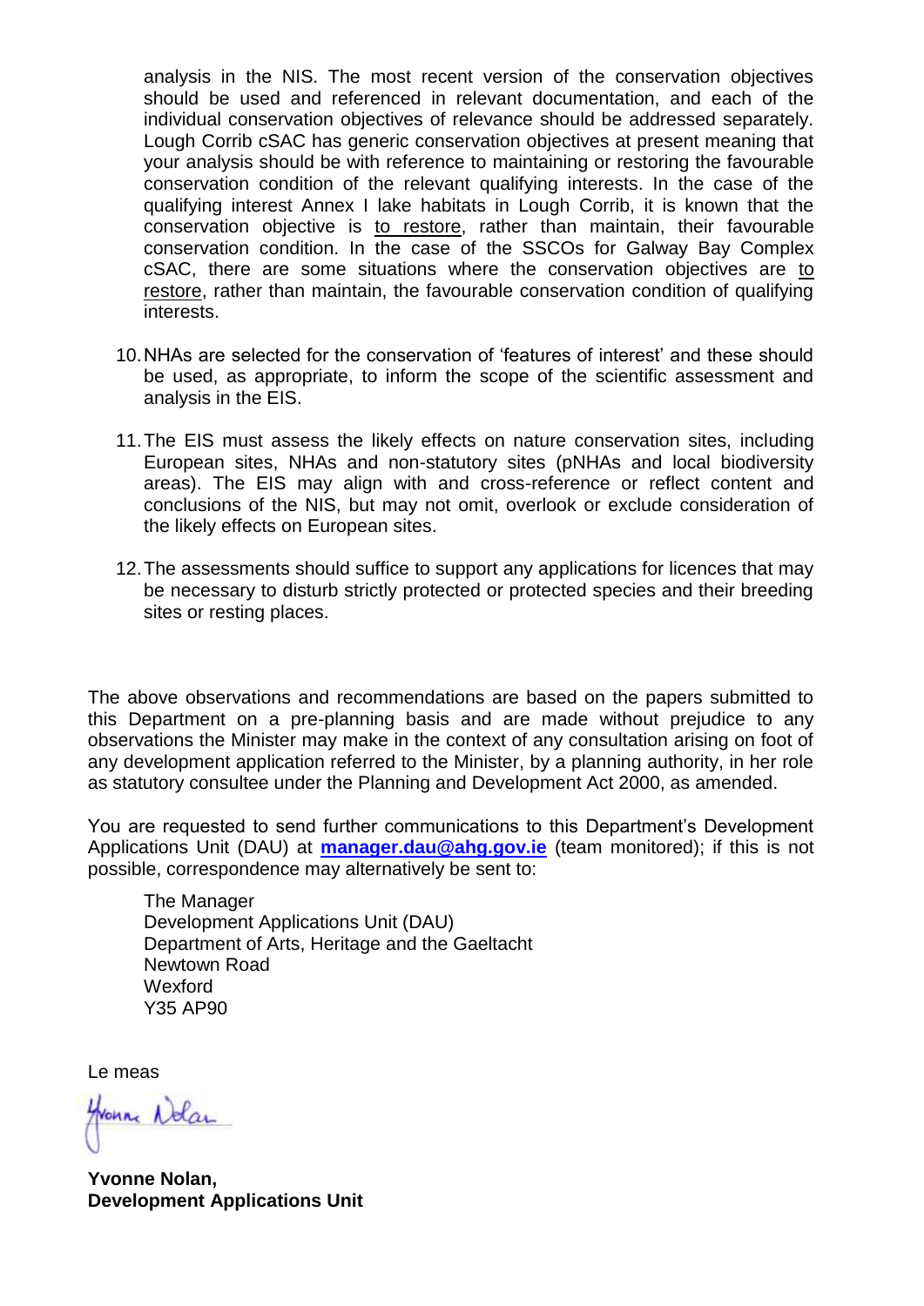analysis in the NIS. The most recent version of the conservation objectives should be used and referenced in relevant documentation, and each of the individual conservation objectives of relevance should be addressed separately. Lough Corrib cSAC has generic conservation objectives at present meaning that your analysis should be with reference to maintaining or restoring the favourable conservation condition of the relevant qualifying interests. In the case of the qualifying interest Annex I lake habitats in Lough Corrib, it is known that the conservation objective is <u>to restore</u>, rather than maintain, their favourable conservation condition. In the case of the SSCOs for Galway Bay Complex cSAC, there are some situations where the conservation objectives are <u>to restore</u>, rather than maintain, the favourable conservation condition of qualifying interests.

10. NHAs are selected for the conservation of 'features of interest' and these should be used, as appropriate, to inform the scope of the scientific assessment and analysis in the EIS.

11. The EIS must assess the likely effects on nature conservation sites, including European sites, NHAs and non-statutory sites (pNHAs and local biodiversity areas). The EIS may align with and cross-reference or reflect content and conclusions of the NIS, but may not omit, overlook or exclude consideration of the likely effects on European sites.

12. The assessments should suffice to support any applications for licences that may be necessary to disturb strictly protected or protected species and their breeding sites or resting places.

The above observations and recommendations are based on the papers submitted to this Department on a pre-planning basis and are made without prejudice to any observations the Minister may make in the context of any consultation arising on foot of any development application referred to the Minister, by a planning authority, in her role as statutory consultee under the Planning and Development Act 2000, as amended.

You are requested to send further communications to this Department's Development Applications Unit (DAU) at **manager.dau@ahg.gov.ie** (team monitored); if this is not possible, correspondence may alternatively be sent to:

The Manager
Development Applications Unit (DAU)
Department of Arts, Heritage and the Gaeltacht
Newtown Road
Wexford
Y35 AP90

Le meas

Yvonne Nolan

**Yvonne Nolan,**
**Development Applications Unit**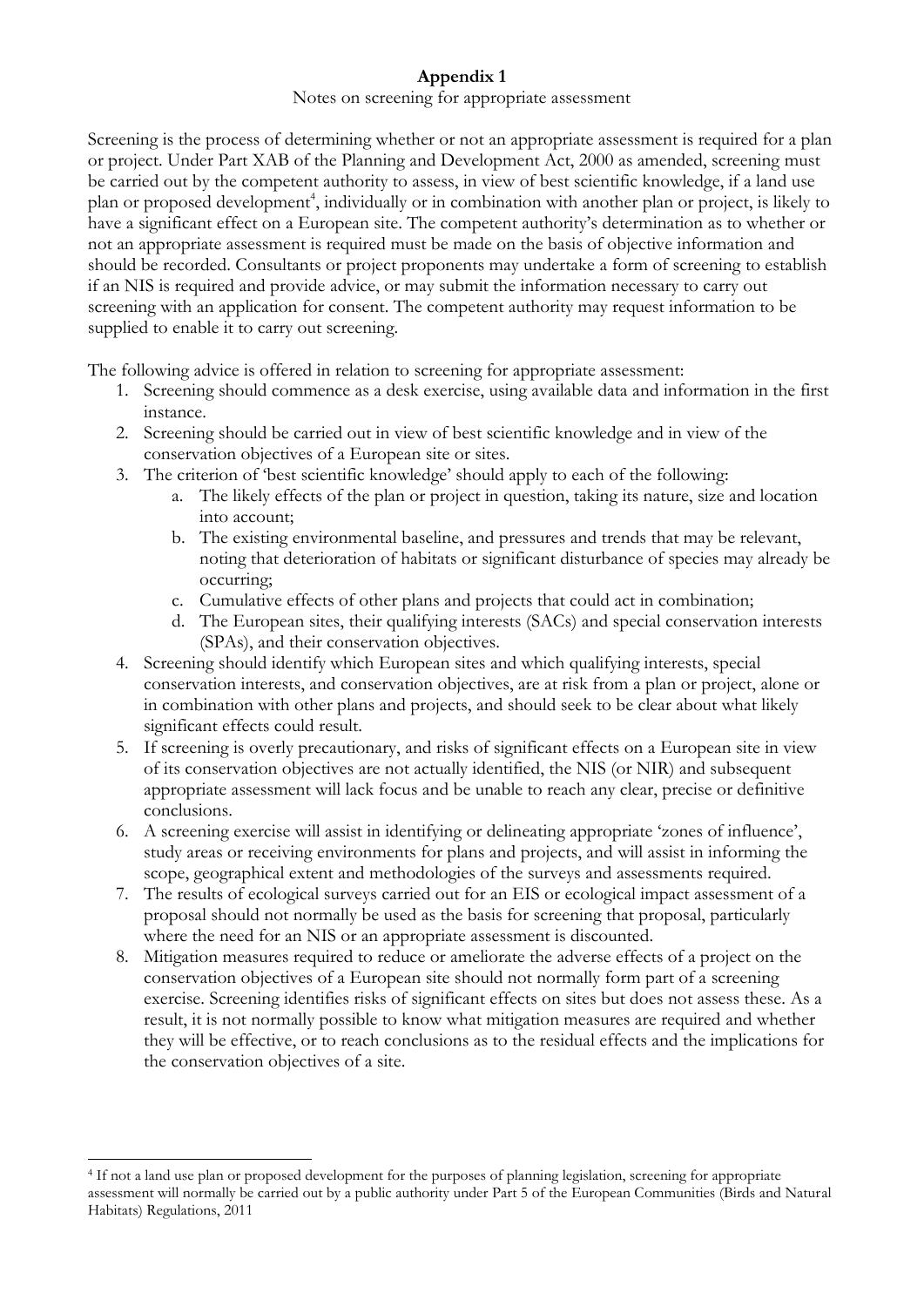# Appendix 1

Notes on screening for appropriate assessment

Screening is the process of determining whether or not an appropriate assessment is required for a plan or project. Under Part XAB of the Planning and Development Act, 2000 as amended, screening must be carried out by the competent authority to assess, in view of best scientific knowledge, if a land use plan or proposed development[4], individually or in combination with another plan or project, is likely to have a significant effect on a European site. The competent authority's determination as to whether or not an appropriate assessment is required must be made on the basis of objective information and should be recorded. Consultants or project proponents may undertake a form of screening to establish if an NIS is required and provide advice, or may submit the information necessary to carry out screening with an application for consent. The competent authority may request information to be supplied to enable it to carry out screening.

The following advice is offered in relation to screening for appropriate assessment:

1. Screening should commence as a desk exercise, using available data and information in the first instance.
2. Screening should be carried out in view of best scientific knowledge and in view of the conservation objectives of a European site or sites.
3. The criterion of 'best scientific knowledge' should apply to each of the following:
   a. The likely effects of the plan or project in question, taking its nature, size and location into account;
   b. The existing environmental baseline, and pressures and trends that may be relevant, noting that deterioration of habitats or significant disturbance of species may already be occurring;
   c. Cumulative effects of other plans and projects that could act in combination;
   d. The European sites, their qualifying interests (SACs) and special conservation interests (SPAs), and their conservation objectives.
4. Screening should identify which European sites and which qualifying interests, special conservation interests, and conservation objectives, are at risk from a plan or project, alone or in combination with other plans and projects, and should seek to be clear about what likely significant effects could result.
5. If screening is overly precautionary, and risks of significant effects on a European site in view of its conservation objectives are not actually identified, the NIS (or NIR) and subsequent appropriate assessment will lack focus and be unable to reach any clear, precise or definitive conclusions.
6. A screening exercise will assist in identifying or delineating appropriate 'zones of influence', study areas or receiving environments for plans and projects, and will assist in informing the scope, geographical extent and methodologies of the surveys and assessments required.
7. The results of ecological surveys carried out for an EIS or ecological impact assessment of a proposal should not normally be used as the basis for screening that proposal, particularly where the need for an NIS or an appropriate assessment is discounted.
8. Mitigation measures required to reduce or ameliorate the adverse effects of a project on the conservation objectives of a European site should not normally form part of a screening exercise. Screening identifies risks of significant effects on sites but does not assess these. As a result, it is not normally possible to know what mitigation measures are required and whether they will be effective, or to reach conclusions as to the residual effects and the implications for the conservation objectives of a site.

---

[4] If not a land use plan or proposed development for the purposes of planning legislation, screening for appropriate assessment will normally be carried out by a public authority under Part 5 of the European Communities (Birds and Natural Habitats) Regulations, 2011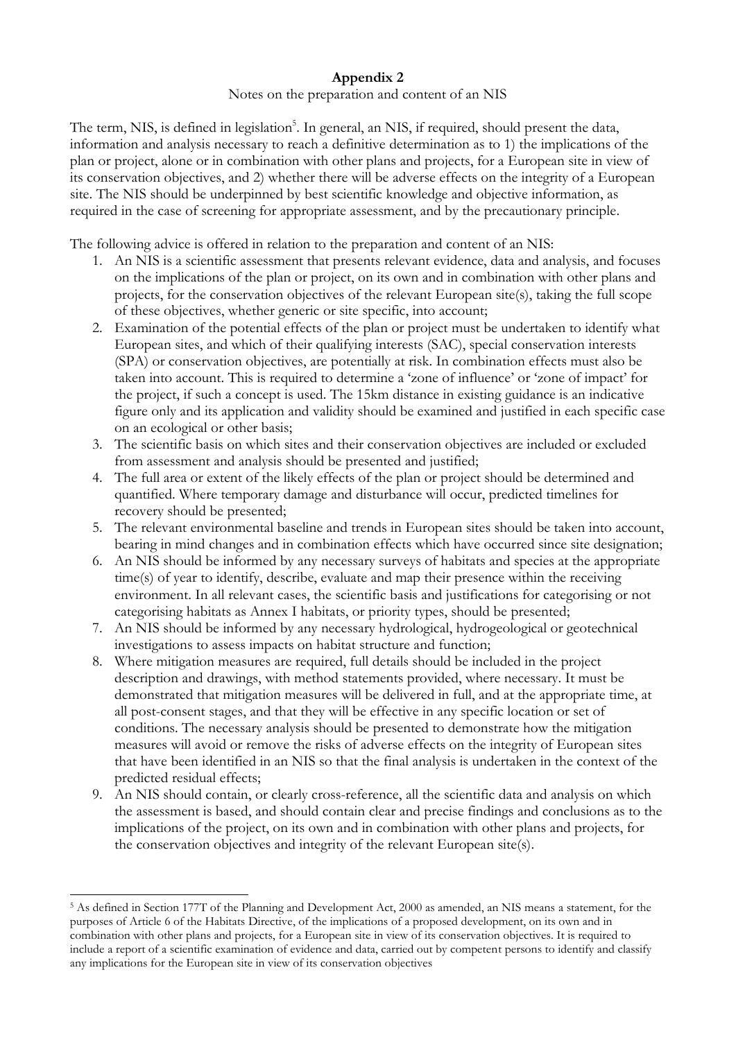## Appendix 2

Notes on the preparation and content of an NIS

The term, NIS, is defined in legislation[5]. In general, an NIS, if required, should present the data, information and analysis necessary to reach a definitive determination as to 1) the implications of the plan or project, alone or in combination with other plans and projects, for a European site in view of its conservation objectives, and 2) whether there will be adverse effects on the integrity of a European site. The NIS should be underpinned by best scientific knowledge and objective information, as required in the case of screening for appropriate assessment, and by the precautionary principle.

The following advice is offered in relation to the preparation and content of an NIS:

1. An NIS is a scientific assessment that presents relevant evidence, data and analysis, and focuses on the implications of the plan or project, on its own and in combination with other plans and projects, for the conservation objectives of the relevant European site(s), taking the full scope of these objectives, whether generic or site specific, into account;
2. Examination of the potential effects of the plan or project must be undertaken to identify what European sites, and which of their qualifying interests (SAC), special conservation interests (SPA) or conservation objectives, are potentially at risk. In combination effects must also be taken into account. This is required to determine a 'zone of influence' or 'zone of impact' for the project, if such a concept is used. The 15km distance in existing guidance is an indicative figure only and its application and validity should be examined and justified in each specific case on an ecological or other basis;
3. The scientific basis on which sites and their conservation objectives are included or excluded from assessment and analysis should be presented and justified;
4. The full area or extent of the likely effects of the plan or project should be determined and quantified. Where temporary damage and disturbance will occur, predicted timelines for recovery should be presented;
5. The relevant environmental baseline and trends in European sites should be taken into account, bearing in mind changes and in combination effects which have occurred since site designation;
6. An NIS should be informed by any necessary surveys of habitats and species at the appropriate time(s) of year to identify, describe, evaluate and map their presence within the receiving environment. In all relevant cases, the scientific basis and justifications for categorising or not categorising habitats as Annex I habitats, or priority types, should be presented;
7. An NIS should be informed by any necessary hydrological, hydrogeological or geotechnical investigations to assess impacts on habitat structure and function;
8. Where mitigation measures are required, full details should be included in the project description and drawings, with method statements provided, where necessary. It must be demonstrated that mitigation measures will be delivered in full, and at the appropriate time, at all post-consent stages, and that they will be effective in any specific location or set of conditions. The necessary analysis should be presented to demonstrate how the mitigation measures will avoid or remove the risks of adverse effects on the integrity of European sites that have been identified in an NIS so that the final analysis is undertaken in the context of the predicted residual effects;
9. An NIS should contain, or clearly cross-reference, all the scientific data and analysis on which the assessment is based, and should contain clear and precise findings and conclusions as to the implications of the project, on its own and in combination with other plans and projects, for the conservation objectives and integrity of the relevant European site(s).

---

[5] As defined in Section 177T of the Planning and Development Act, 2000 as amended, an NIS means a statement, for the purposes of Article 6 of the Habitats Directive, of the implications of a proposed development, on its own and in combination with other plans and projects, for a European site in view of its conservation objectives. It is required to include a report of a scientific examination of evidence and data, carried out by competent persons to identify and classify any implications for the European site in view of its conservation objectives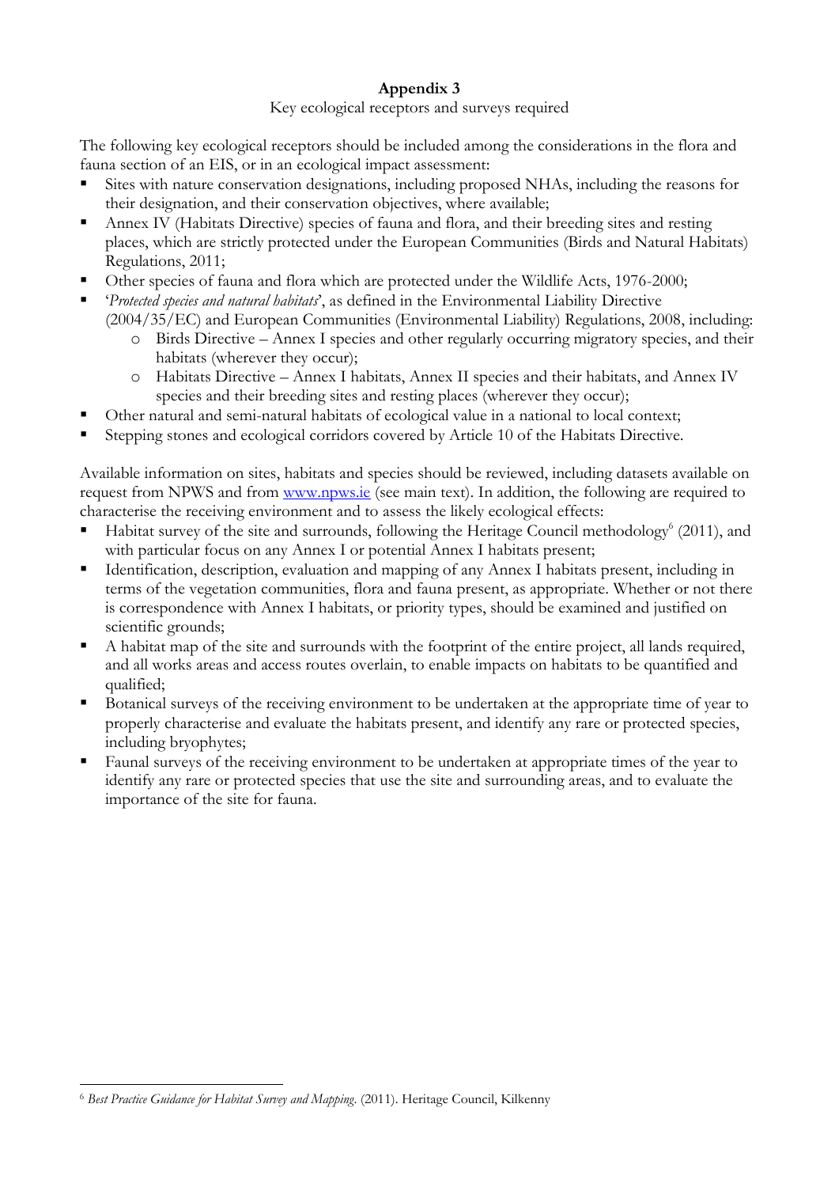## Appendix 3

Key ecological receptors and surveys required

The following key ecological receptors should be included among the considerations in the flora and fauna section of an EIS, or in an ecological impact assessment:

- Sites with nature conservation designations, including proposed NHAs, including the reasons for their designation, and their conservation objectives, where available;
- Annex IV (Habitats Directive) species of fauna and flora, and their breeding sites and resting places, which are strictly protected under the European Communities (Birds and Natural Habitats) Regulations, 2011;
- Other species of fauna and flora which are protected under the Wildlife Acts, 1976-2000;
- '*Protected species and natural habitats*', as defined in the Environmental Liability Directive (2004/35/EC) and European Communities (Environmental Liability) Regulations, 2008, including:
  - Birds Directive – Annex I species and other regularly occurring migratory species, and their habitats (wherever they occur);
  - Habitats Directive – Annex I habitats, Annex II species and their habitats, and Annex IV species and their breeding sites and resting places (wherever they occur);
- Other natural and semi-natural habitats of ecological value in a national to local context;
- Stepping stones and ecological corridors covered by Article 10 of the Habitats Directive.

Available information on sites, habitats and species should be reviewed, including datasets available on request from NPWS and from www.npws.ie (see main text). In addition, the following are required to characterise the receiving environment and to assess the likely ecological effects:

- Habitat survey of the site and surrounds, following the Heritage Council methodology[6] (2011), and with particular focus on any Annex I or potential Annex I habitats present;
- Identification, description, evaluation and mapping of any Annex I habitats present, including in terms of the vegetation communities, flora and fauna present, as appropriate. Whether or not there is correspondence with Annex I habitats, or priority types, should be examined and justified on scientific grounds;
- A habitat map of the site and surrounds with the footprint of the entire project, all lands required, and all works areas and access routes overlain, to enable impacts on habitats to be quantified and qualified;
- Botanical surveys of the receiving environment to be undertaken at the appropriate time of year to properly characterise and evaluate the habitats present, and identify any rare or protected species, including bryophytes;
- Faunal surveys of the receiving environment to be undertaken at appropriate times of the year to identify any rare or protected species that use the site and surrounding areas, and to evaluate the importance of the site for fauna.

---

[6] *Best Practice Guidance for Habitat Survey and Mapping*. (2011). Heritage Council, Kilkenny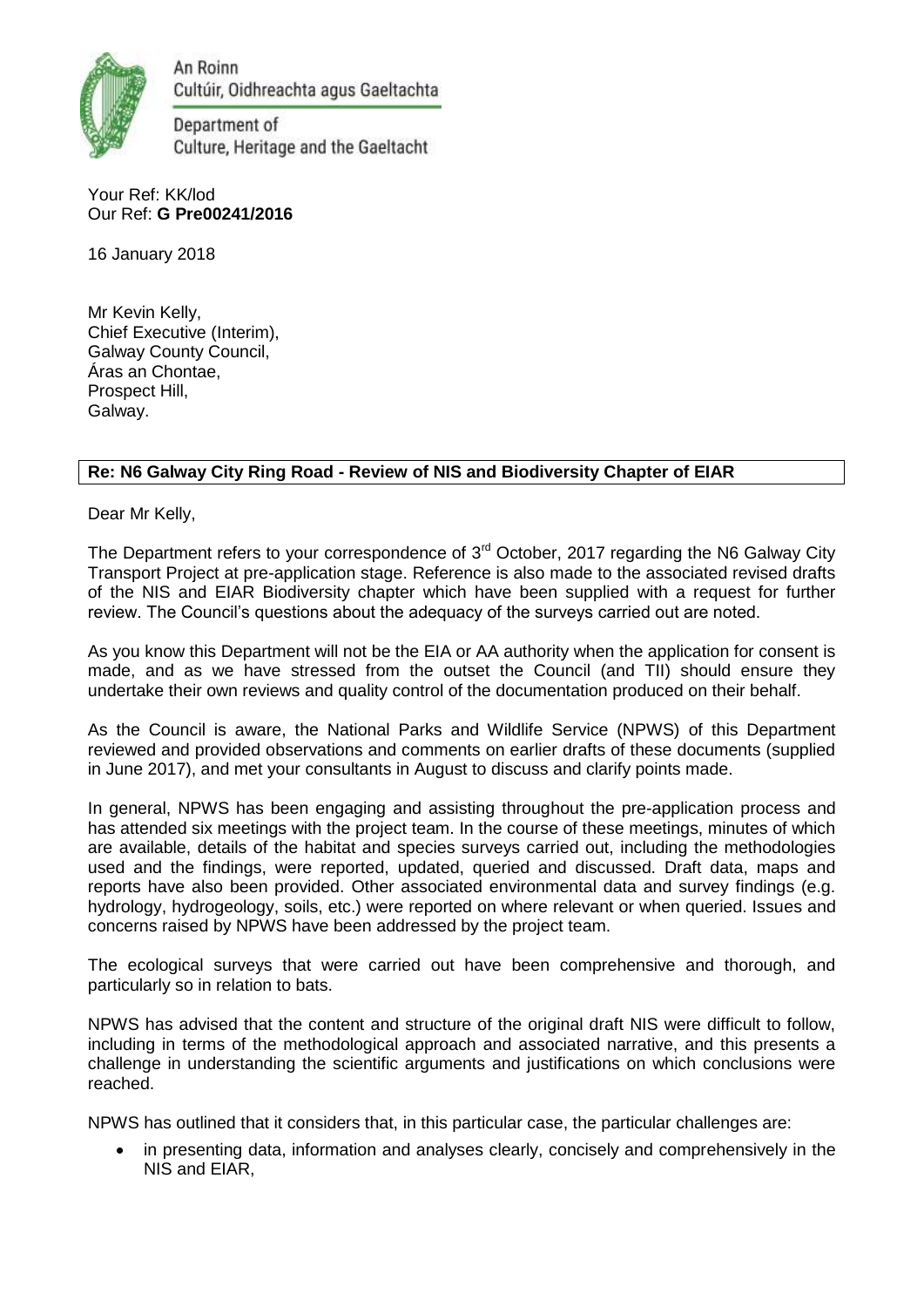An Roinn
Cultúir, Oidhreachta agus Gaeltachta

Department of
Culture, Heritage and the Gaeltacht

Your Ref: KK/lod
Our Ref: **G Pre00241/2016**

16 January 2018

Mr Kevin Kelly,
Chief Executive (Interim),
Galway County Council,
Áras an Chontae,
Prospect Hill,
Galway.

**Re: N6 Galway City Ring Road - Review of NIS and Biodiversity Chapter of EIAR**

Dear Mr Kelly,

The Department refers to your correspondence of 3rd October, 2017 regarding the N6 Galway City Transport Project at pre-application stage. Reference is also made to the associated revised drafts of the NIS and EIAR Biodiversity chapter which have been supplied with a request for further review. The Council's questions about the adequacy of the surveys carried out are noted.

As you know this Department will not be the EIA or AA authority when the application for consent is made, and as we have stressed from the outset the Council (and TII) should ensure they undertake their own reviews and quality control of the documentation produced on their behalf.

As the Council is aware, the National Parks and Wildlife Service (NPWS) of this Department reviewed and provided observations and comments on earlier drafts of these documents (supplied in June 2017), and met your consultants in August to discuss and clarify points made.

In general, NPWS has been engaging and assisting throughout the pre-application process and has attended six meetings with the project team. In the course of these meetings, minutes of which are available, details of the habitat and species surveys carried out, including the methodologies used and the findings, were reported, updated, queried and discussed. Draft data, maps and reports have also been provided. Other associated environmental data and survey findings (e.g. hydrology, hydrogeology, soils, etc.) were reported on where relevant or when queried. Issues and concerns raised by NPWS have been addressed by the project team.

The ecological surveys that were carried out have been comprehensive and thorough, and particularly so in relation to bats.

NPWS has advised that the content and structure of the original draft NIS were difficult to follow, including in terms of the methodological approach and associated narrative, and this presents a challenge in understanding the scientific arguments and justifications on which conclusions were reached.

NPWS has outlined that it considers that, in this particular case, the particular challenges are:

- in presenting data, information and analyses clearly, concisely and comprehensively in the NIS and EIAR,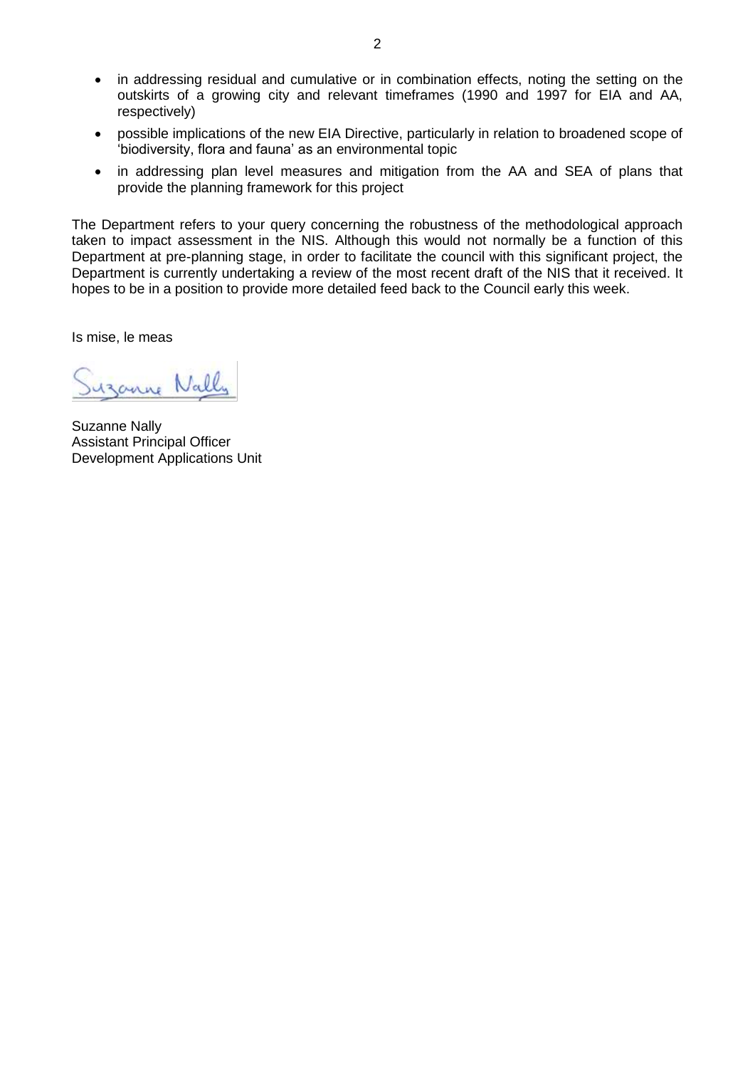- in addressing residual and cumulative or in combination effects, noting the setting on the outskirts of a growing city and relevant timeframes (1990 and 1997 for EIA and AA, respectively)
- possible implications of the new EIA Directive, particularly in relation to broadened scope of 'biodiversity, flora and fauna' as an environmental topic
- in addressing plan level measures and mitigation from the AA and SEA of plans that provide the planning framework for this project

The Department refers to your query concerning the robustness of the methodological approach taken to impact assessment in the NIS. Although this would not normally be a function of this Department at pre-planning stage, in order to facilitate the council with this significant project, the Department is currently undertaking a review of the most recent draft of the NIS that it received. It hopes to be in a position to provide more detailed feed back to the Council early this week.

Is mise, le meas

Suzanne Nally

Suzanne Nally
Assistant Principal Officer
Development Applications Unit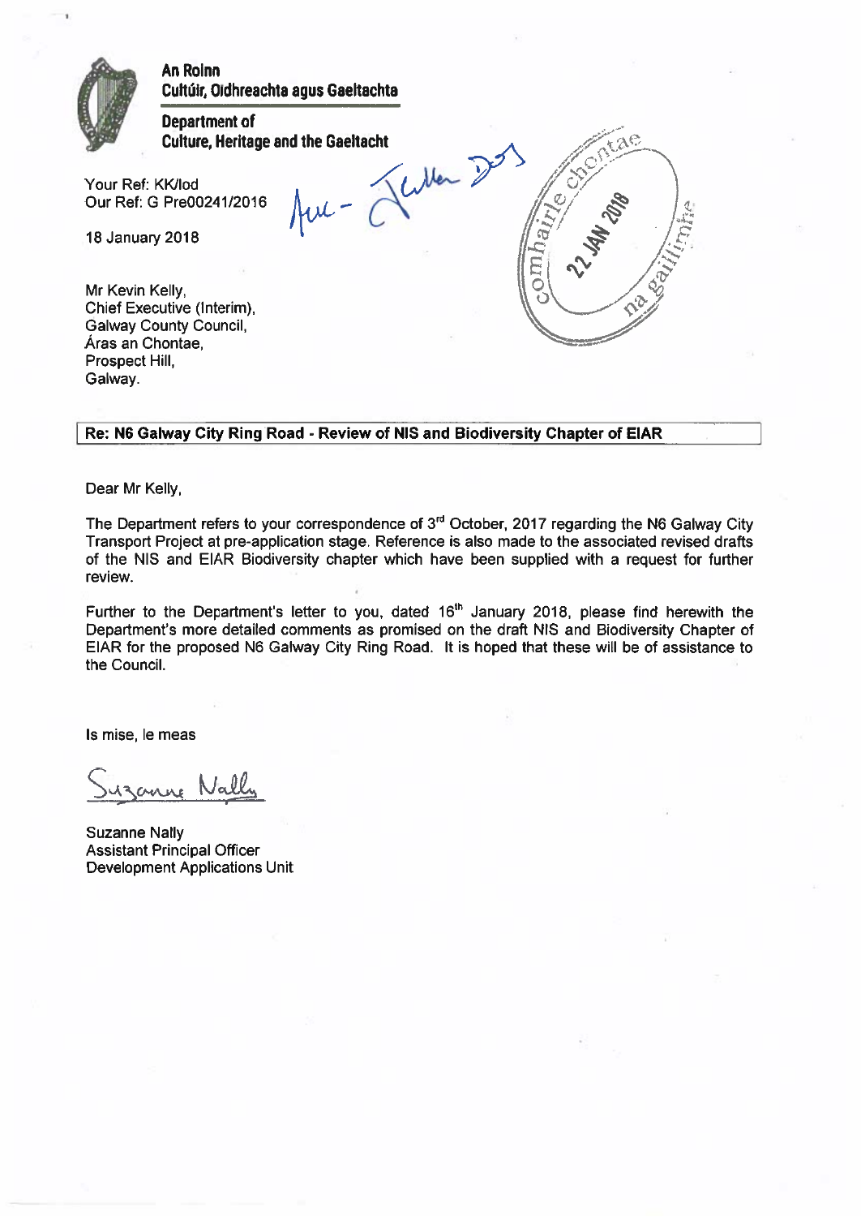**An Roinn**
**Cultúir, Oidhreachta agus Gaeltachta**

**Department of**
**Culture, Heritage and the Gaeltacht**

Your Ref: KK/lod
Our Ref: G Pre00241/2016

18 January 2018

comhairle chontae na gaillimhe
22 JAN 2018

Mr Kevin Kelly,
Chief Executive (Interim),
Galway County Council,
Áras an Chontae,
Prospect Hill,
Galway.

**Re: N6 Galway City Ring Road - Review of NIS and Biodiversity Chapter of EIAR**

Dear Mr Kelly,

The Department refers to your correspondence of 3rd October, 2017 regarding the N6 Galway City Transport Project at pre-application stage. Reference is also made to the associated revised drafts of the NIS and EIAR Biodiversity chapter which have been supplied with a request for further review.

Further to the Department's letter to you, dated 16th January 2018, please find herewith the Department's more detailed comments as promised on the draft NIS and Biodiversity Chapter of EIAR for the proposed N6 Galway City Ring Road. It is hoped that these will be of assistance to the Council.

Is mise, le meas

Suzanne Nally

Suzanne Nally
Assistant Principal Officer
Development Applications Unit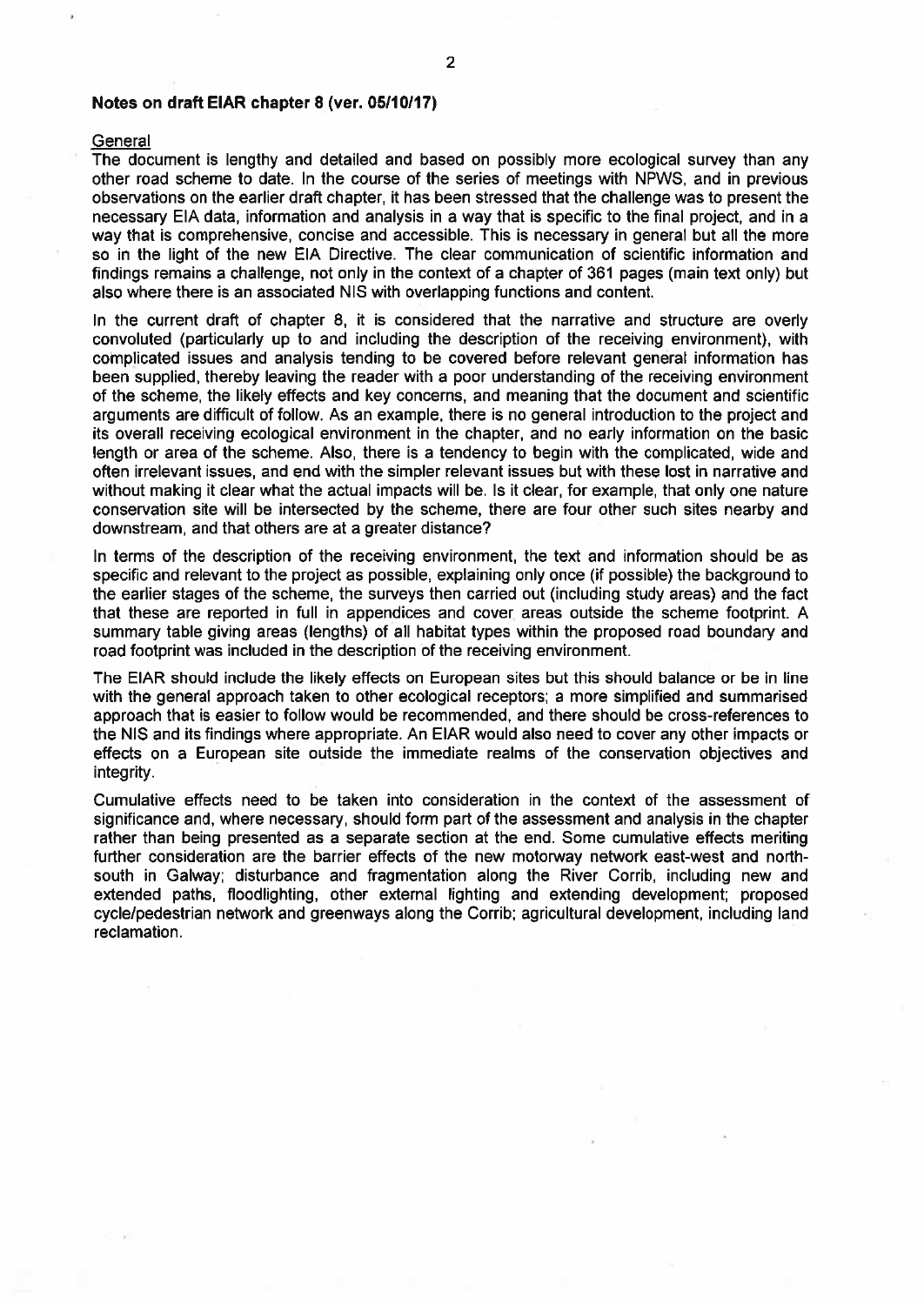**Notes on draft EIAR chapter 8 (ver. 05/10/17)**

General

The document is lengthy and detailed and based on possibly more ecological survey than any other road scheme to date. In the course of the series of meetings with NPWS, and in previous observations on the earlier draft chapter, it has been stressed that the challenge was to present the necessary EIA data, information and analysis in a way that is specific to the final project, and in a way that is comprehensive, concise and accessible. This is necessary in general but all the more so in the light of the new EIA Directive. The clear communication of scientific information and findings remains a challenge, not only in the context of a chapter of 361 pages (main text only) but also where there is an associated NIS with overlapping functions and content.

In the current draft of chapter 8, it is considered that the narrative and structure are overly convoluted (particularly up to and including the description of the receiving environment), with complicated issues and analysis tending to be covered before relevant general information has been supplied, thereby leaving the reader with a poor understanding of the receiving environment of the scheme, the likely effects and key concerns, and meaning that the document and scientific arguments are difficult of follow. As an example, there is no general introduction to the project and its overall receiving ecological environment in the chapter, and no early information on the basic length or area of the scheme. Also, there is a tendency to begin with the complicated, wide and often irrelevant issues, and end with the simpler relevant issues but with these lost in narrative and without making it clear what the actual impacts will be. Is it clear, for example, that only one nature conservation site will be intersected by the scheme, there are four other such sites nearby and downstream, and that others are at a greater distance?

In terms of the description of the receiving environment, the text and information should be as specific and relevant to the project as possible, explaining only once (if possible) the background to the earlier stages of the scheme, the surveys then carried out (including study areas) and the fact that these are reported in full in appendices and cover areas outside the scheme footprint. A summary table giving areas (lengths) of all habitat types within the proposed road boundary and road footprint was included in the description of the receiving environment.

The EIAR should include the likely effects on European sites but this should balance or be in line with the general approach taken to other ecological receptors; a more simplified and summarised approach that is easier to follow would be recommended, and there should be cross-references to the NIS and its findings where appropriate. An EIAR would also need to cover any other impacts or effects on a European site outside the immediate realms of the conservation objectives and integrity.

Cumulative effects need to be taken into consideration in the context of the assessment of significance and, where necessary, should form part of the assessment and analysis in the chapter rather than being presented as a separate section at the end. Some cumulative effects meriting further consideration are the barrier effects of the new motorway network east-west and north-south in Galway; disturbance and fragmentation along the River Corrib, including new and extended paths, floodlighting, other external lighting and extending development; proposed cycle/pedestrian network and greenways along the Corrib; agricultural development, including land reclamation.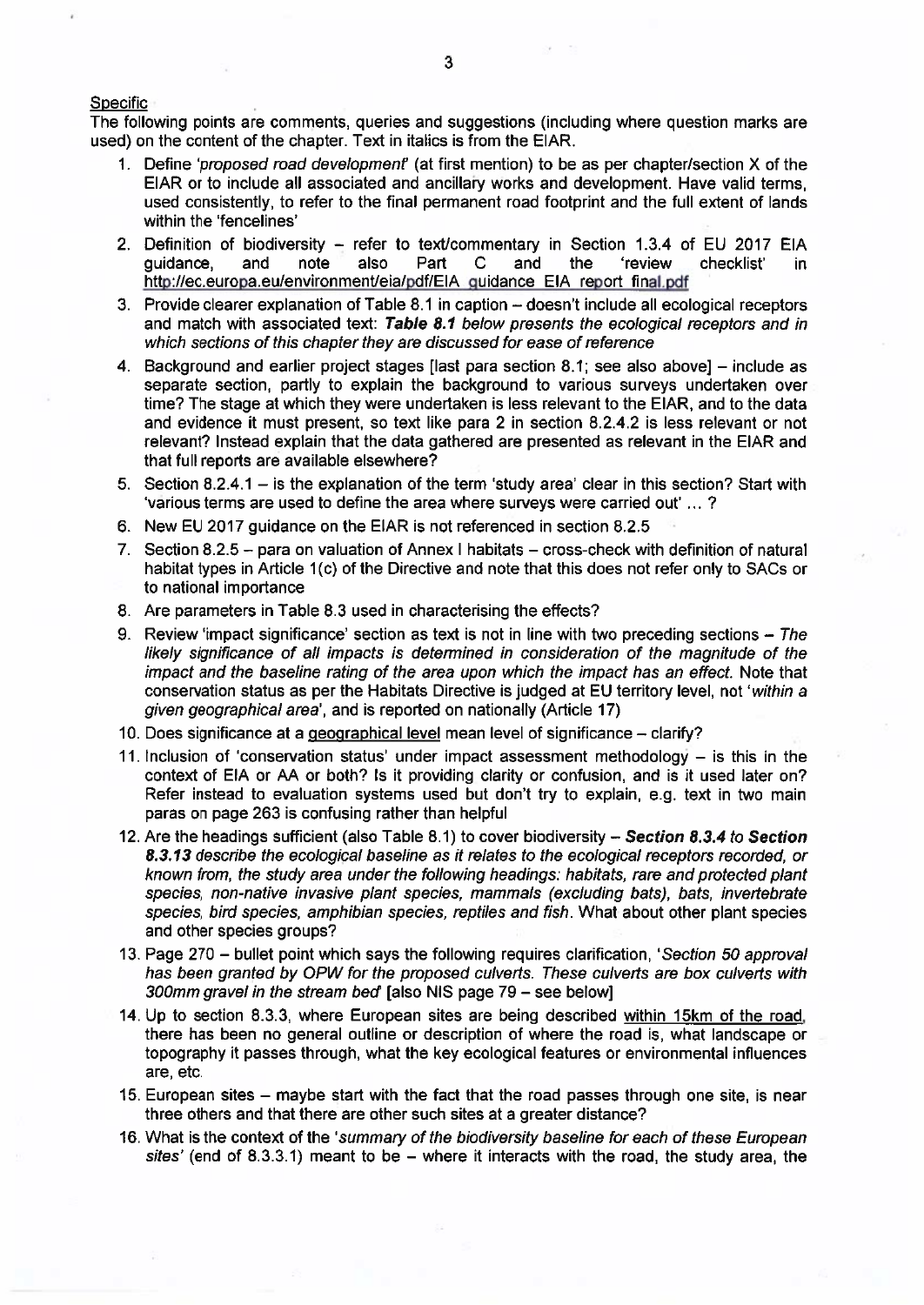Specific

The following points are comments, queries and suggestions (including where question marks are used) on the content of the chapter. Text in italics is from the EIAR.

1. Define *'proposed road development'* (at first mention) to be as per chapter/section X of the EIAR or to include all associated and ancillary works and development. Have valid terms, used consistently, to refer to the final permanent road footprint and the full extent of lands within the 'fencelines'
2. Definition of biodiversity – refer to text/commentary in Section 1.3.4 of EU 2017 EIA guidance, and note also Part C and the 'review checklist' in http://ec.europa.eu/environment/eia/pdf/EIA_guidance_EIA_report_final.pdf
3. Provide clearer explanation of Table 8.1 in caption – doesn't include all ecological receptors and match with associated text: ***Table 8.1** below presents the ecological receptors and in which sections of this chapter they are discussed for ease of reference*
4. Background and earlier project stages [last para section 8.1; see also above] – include as separate section, partly to explain the background to various surveys undertaken over time? The stage at which they were undertaken is less relevant to the EIAR, and to the data and evidence it must present, so text like para 2 in section 8.2.4.2 is less relevant or not relevant? Instead explain that the data gathered are presented as relevant in the EIAR and that full reports are available elsewhere?
5. Section 8.2.4.1 – is the explanation of the term 'study area' clear in this section? Start with 'various terms are used to define the area where surveys were carried out' ... ?
6. New EU 2017 guidance on the EIAR is not referenced in section 8.2.5
7. Section 8.2.5 – para on valuation of Annex I habitats – cross-check with definition of natural habitat types in Article 1(c) of the Directive and note that this does not refer only to SACs or to national importance
8. Are parameters in Table 8.3 used in characterising the effects?
9. Review 'impact significance' section as text is not in line with two preceding sections – *The likely significance of all impacts is determined in consideration of the magnitude of the impact and the baseline rating of the area upon which the impact has an effect.* Note that conservation status as per the Habitats Directive is judged at EU territory level, not '*within a given geographical area*', and is reported on nationally (Article 17)
10. Does significance at a geographical level mean level of significance – clarify?
11. Inclusion of 'conservation status' under impact assessment methodology – is this in the context of EIA or AA or both? Is it providing clarity or confusion, and is it used later on? Refer instead to evaluation systems used but don't try to explain, e.g. text in two main paras on page 263 is confusing rather than helpful
12. Are the headings sufficient (also Table 8.1) to cover biodiversity – ***Section 8.3.4** to **Section 8.3.13** describe the ecological baseline as it relates to the ecological receptors recorded, or known from, the study area under the following headings: habitats, rare and protected plant species, non-native invasive plant species, mammals (excluding bats), bats, invertebrate species, bird species, amphibian species, reptiles and fish.* What about other plant species and other species groups?
13. Page 270 – bullet point which says the following requires clarification, '*Section 50 approval has been granted by OPW for the proposed culverts. These culverts are box culverts with 300mm gravel in the stream bed*' [also NIS page 79 – see below]
14. Up to section 8.3.3, where European sites are being described within 15km of the road, there has been no general outline or description of where the road is, what landscape or topography it passes through, what the key ecological features or environmental influences are, etc.
15. European sites – maybe start with the fact that the road passes through one site, is near three others and that there are other such sites at a greater distance?
16. What is the context of the '*summary of the biodiversity baseline for each of these European sites*' (end of 8.3.3.1) meant to be – where it interacts with the road, the study area, the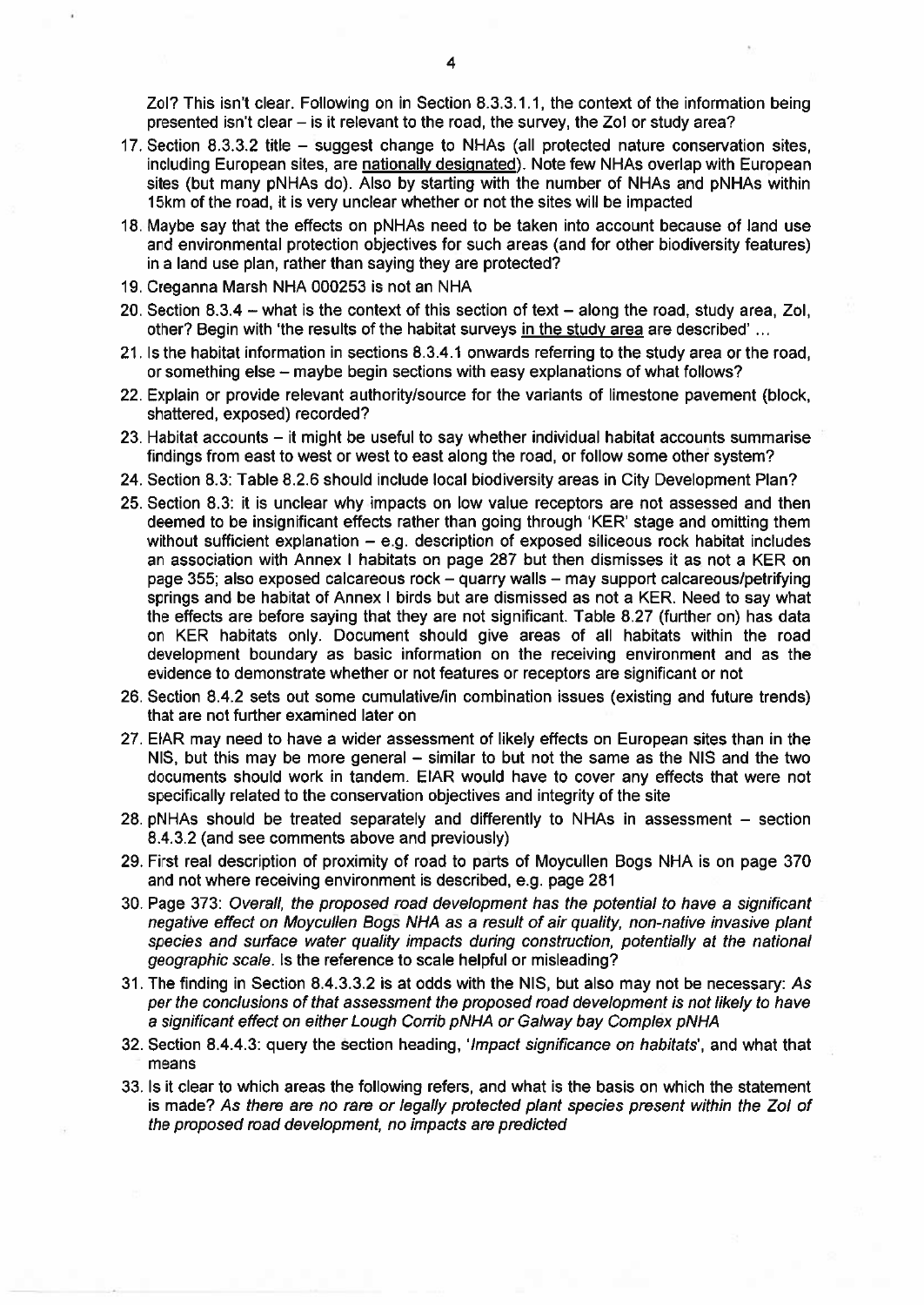ZoI? This isn't clear. Following on in Section 8.3.3.1.1, the context of the information being presented isn't clear – is it relevant to the road, the survey, the ZoI or study area?

17. Section 8.3.3.2 title – suggest change to NHAs (all protected nature conservation sites, including European sites, are nationally designated). Note few NHAs overlap with European sites (but many pNHAs do). Also by starting with the number of NHAs and pNHAs within 15km of the road, it is very unclear whether or not the sites will be impacted
18. Maybe say that the effects on pNHAs need to be taken into account because of land use and environmental protection objectives for such areas (and for other biodiversity features) in a land use plan, rather than saying they are protected?
19. Creganna Marsh NHA 000253 is not an NHA
20. Section 8.3.4 – what is the context of this section of text – along the road, study area, ZoI, other? Begin with 'the results of the habitat surveys in the study area are described' ...
21. Is the habitat information in sections 8.3.4.1 onwards referring to the study area or the road, or something else – maybe begin sections with easy explanations of what follows?
22. Explain or provide relevant authority/source for the variants of limestone pavement (block, shattered, exposed) recorded?
23. Habitat accounts – it might be useful to say whether individual habitat accounts summarise findings from east to west or west to east along the road, or follow some other system?
24. Section 8.3: Table 8.2.6 should include local biodiversity areas in City Development Plan?
25. Section 8.3: it is unclear why impacts on low value receptors are not assessed and then deemed to be insignificant effects rather than going through 'KER' stage and omitting them without sufficient explanation – e.g. description of exposed siliceous rock habitat includes an association with Annex I habitats on page 287 but then dismisses it as not a KER on page 355; also exposed calcareous rock – quarry walls – may support calcareous/petrifying springs and be habitat of Annex I birds but are dismissed as not a KER. Need to say what the effects are before saying that they are not significant. Table 8.27 (further on) has data on KER habitats only. Document should give areas of all habitats within the road development boundary as basic information on the receiving environment and as the evidence to demonstrate whether or not features or receptors are significant or not
26. Section 8.4.2 sets out some cumulative/in combination issues (existing and future trends) that are not further examined later on
27. EIAR may need to have a wider assessment of likely effects on European sites than in the NIS, but this may be more general – similar to but not the same as the NIS and the two documents should work in tandem. EIAR would have to cover any effects that were not specifically related to the conservation objectives and integrity of the site
28. pNHAs should be treated separately and differently to NHAs in assessment – section 8.4.3.2 (and see comments above and previously)
29. First real description of proximity of road to parts of Moycullen Bogs NHA is on page 370 and not where receiving environment is described, e.g. page 281
30. Page 373: *Overall, the proposed road development has the potential to have a significant negative effect on Moycullen Bogs NHA as a result of air quality, non-native invasive plant species and surface water quality impacts during construction, potentially at the national geographic scale.* Is the reference to scale helpful or misleading?
31. The finding in Section 8.4.3.3.2 is at odds with the NIS, but also may not be necessary: *As per the conclusions of that assessment the proposed road development is not likely to have a significant effect on either Lough Corrib pNHA or Galway bay Complex pNHA*
32. Section 8.4.4.3: query the section heading, '*Impact significance on habitats*', and what that means
33. Is it clear to which areas the following refers, and what is the basis on which the statement is made? *As there are no rare or legally protected plant species present within the ZoI of the proposed road development, no impacts are predicted*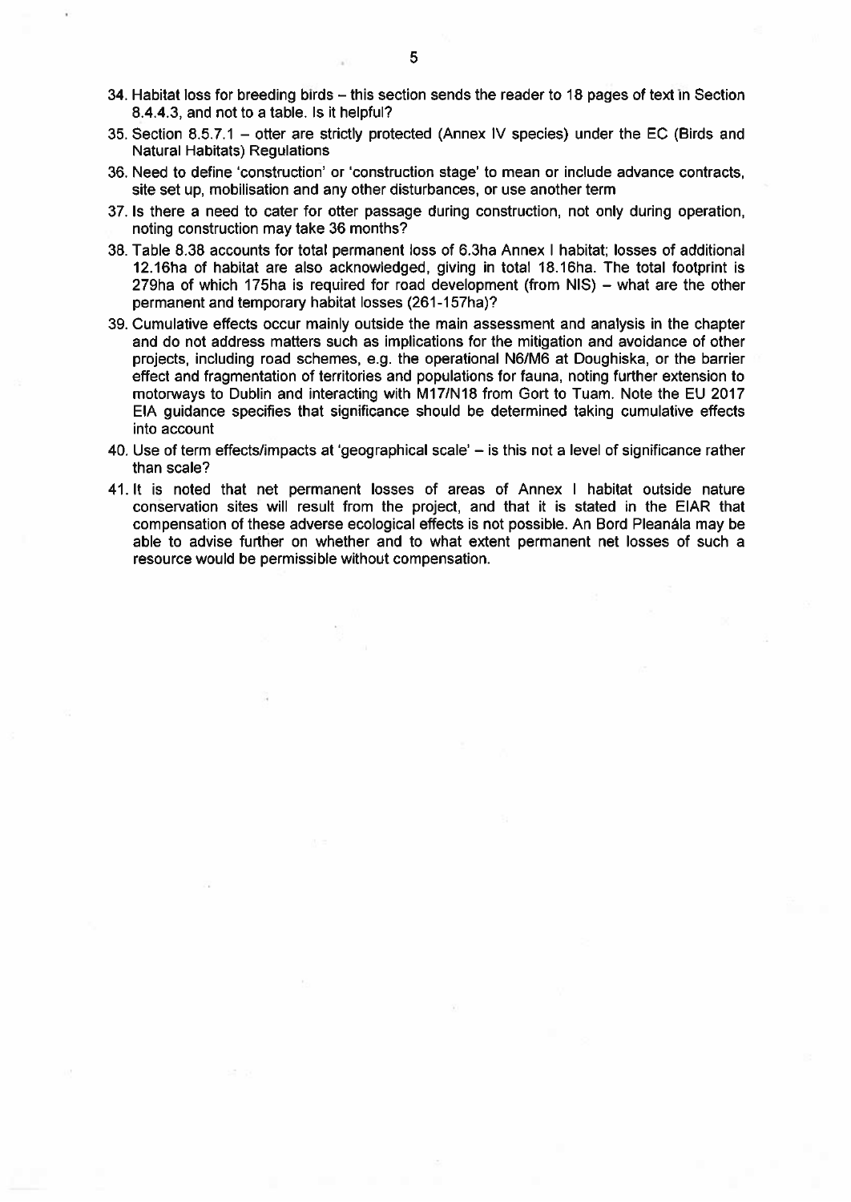34. Habitat loss for breeding birds – this section sends the reader to 18 pages of text in Section 8.4.4.3, and not to a table. Is it helpful?
35. Section 8.5.7.1 – otter are strictly protected (Annex IV species) under the EC (Birds and Natural Habitats) Regulations
36. Need to define 'construction' or 'construction stage' to mean or include advance contracts, site set up, mobilisation and any other disturbances, or use another term
37. Is there a need to cater for otter passage during construction, not only during operation, noting construction may take 36 months?
38. Table 8.38 accounts for total permanent loss of 6.3ha Annex I habitat; losses of additional 12.16ha of habitat are also acknowledged, giving in total 18.16ha. The total footprint is 279ha of which 175ha is required for road development (from NIS) – what are the other permanent and temporary habitat losses (261-157ha)?
39. Cumulative effects occur mainly outside the main assessment and analysis in the chapter and do not address matters such as implications for the mitigation and avoidance of other projects, including road schemes, e.g. the operational N6/M6 at Doughiska, or the barrier effect and fragmentation of territories and populations for fauna, noting further extension to motorways to Dublin and interacting with M17/N18 from Gort to Tuam. Note the EU 2017 EIA guidance specifies that significance should be determined taking cumulative effects into account
40. Use of term effects/impacts at 'geographical scale' – is this not a level of significance rather than scale?
41. It is noted that net permanent losses of areas of Annex I habitat outside nature conservation sites will result from the project, and that it is stated in the EIAR that compensation of these adverse ecological effects is not possible. An Bord Pleanála may be able to advise further on whether and to what extent permanent net losses of such a resource would be permissible without compensation.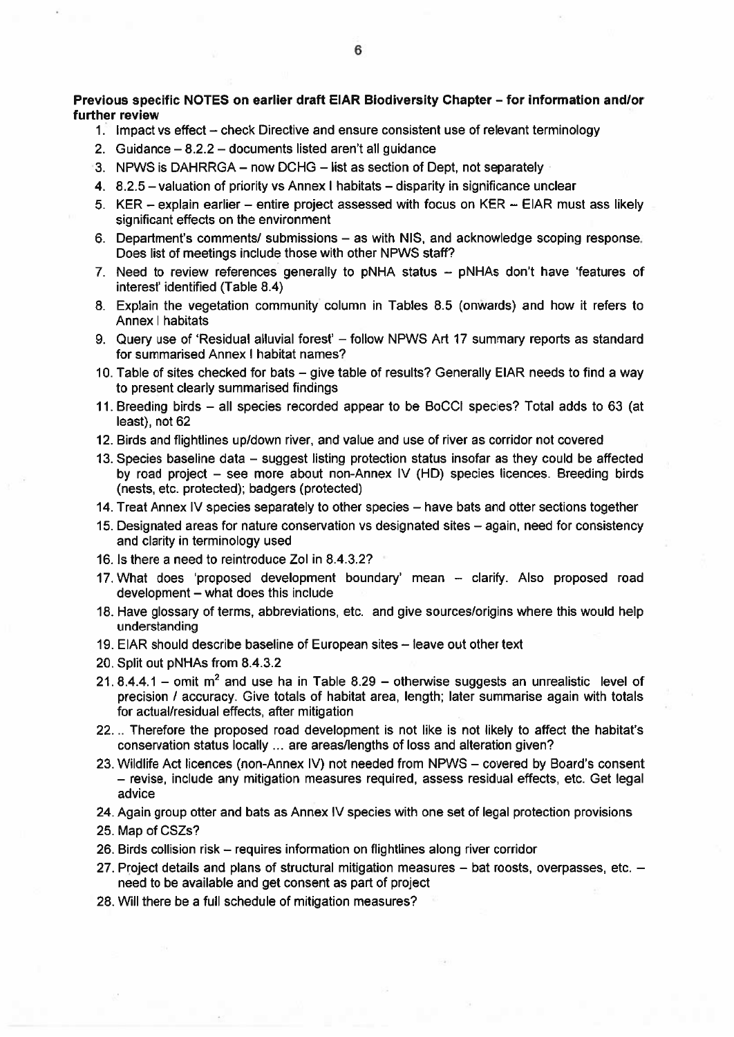**Previous specific NOTES on earlier draft EIAR Biodiversity Chapter – for information and/or further review**

1. Impact vs effect – check Directive and ensure consistent use of relevant terminology
2. Guidance – 8.2.2 – documents listed aren't all guidance
3. NPWS is DAHRRGA – now DCHG – list as section of Dept, not separately
4. 8.2.5 – valuation of priority vs Annex I habitats – disparity in significance unclear
5. KER – explain earlier – entire project assessed with focus on KER – EIAR must ass likely significant effects on the environment
6. Department's comments/ submissions – as with NIS, and acknowledge scoping response. Does list of meetings include those with other NPWS staff?
7. Need to review references generally to pNHA status – pNHAs don't have 'features of interest' identified (Table 8.4)
8. Explain the vegetation community column in Tables 8.5 (onwards) and how it refers to Annex I habitats
9. Query use of 'Residual alluvial forest' – follow NPWS Art 17 summary reports as standard for summarised Annex I habitat names?
10. Table of sites checked for bats – give table of results? Generally EIAR needs to find a way to present clearly summarised findings
11. Breeding birds – all species recorded appear to be BoCCI species? Total adds to 63 (at least), not 62
12. Birds and flightlines up/down river, and value and use of river as corridor not covered
13. Species baseline data – suggest listing protection status insofar as they could be affected by road project – see more about non-Annex IV (HD) species licences. Breeding birds (nests, etc. protected); badgers (protected)
14. Treat Annex IV species separately to other species – have bats and otter sections together
15. Designated areas for nature conservation vs designated sites – again, need for consistency and clarity in terminology used
16. Is there a need to reintroduce ZoI in 8.4.3.2?
17. What does 'proposed development boundary' mean – clarify. Also proposed road development – what does this include
18. Have glossary of terms, abbreviations, etc. and give sources/origins where this would help understanding
19. EIAR should describe baseline of European sites – leave out other text
20. Split out pNHAs from 8.4.3.2
21. 8.4.4.1 – omit m$^2$ and use ha in Table 8.29 – otherwise suggests an unrealistic level of precision / accuracy. Give totals of habitat area, length; later summarise again with totals for actual/residual effects, after mitigation
22. .. Therefore the proposed road development is not like is not likely to affect the habitat's conservation status locally ... are areas/lengths of loss and alteration given?
23. Wildlife Act licences (non-Annex IV) not needed from NPWS – covered by Board's consent – revise, include any mitigation measures required, assess residual effects, etc. Get legal advice
24. Again group otter and bats as Annex IV species with one set of legal protection provisions
25. Map of CSZs?
26. Birds collision risk – requires information on flightlines along river corridor
27. Project details and plans of structural mitigation measures – bat roosts, overpasses, etc. – need to be available and get consent as part of project
28. Will there be a full schedule of mitigation measures?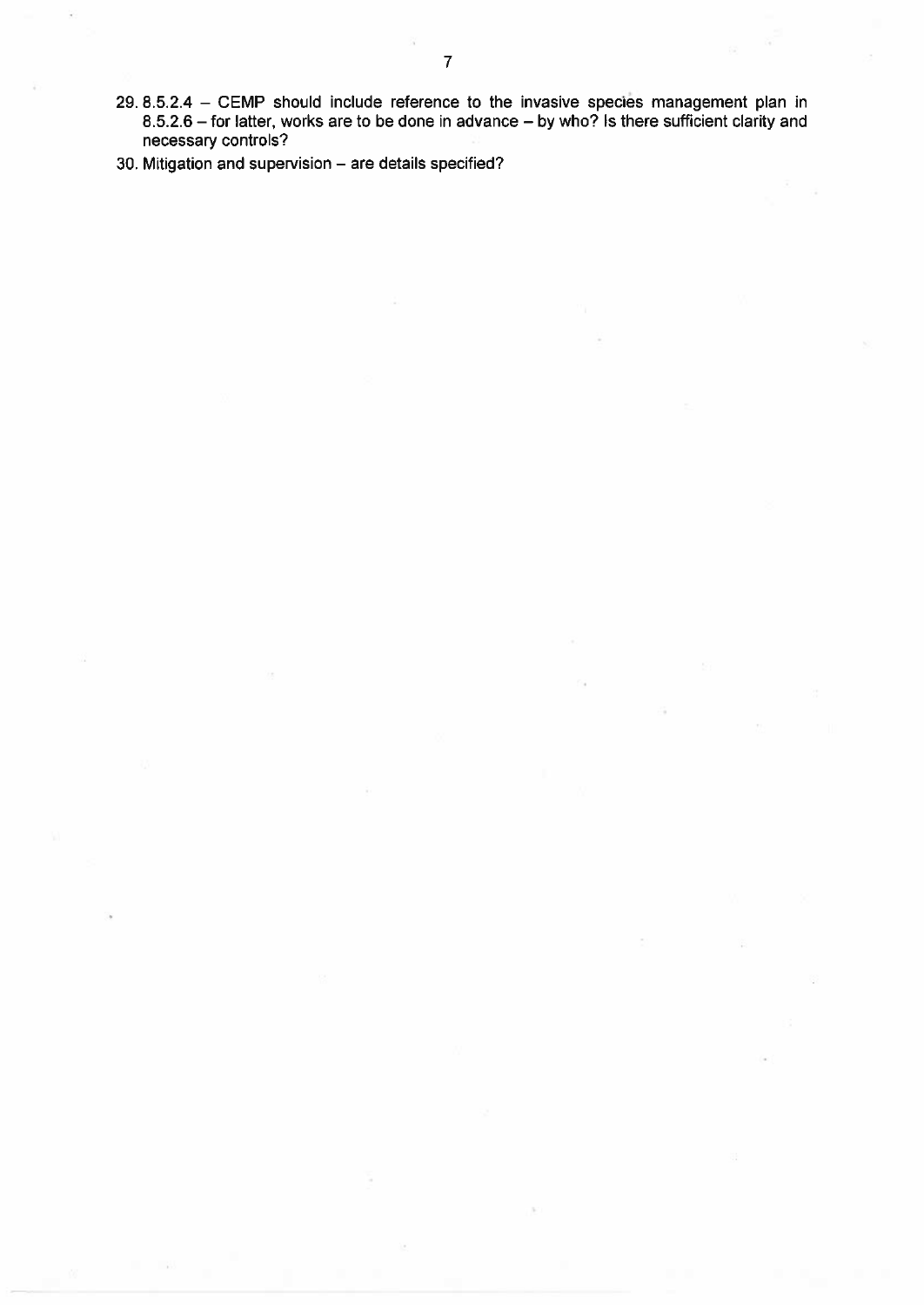29. 8.5.2.4 – CEMP should include reference to the invasive species management plan in 8.5.2.6 – for latter, works are to be done in advance – by who? Is there sufficient clarity and necessary controls?
30. Mitigation and supervision – are details specified?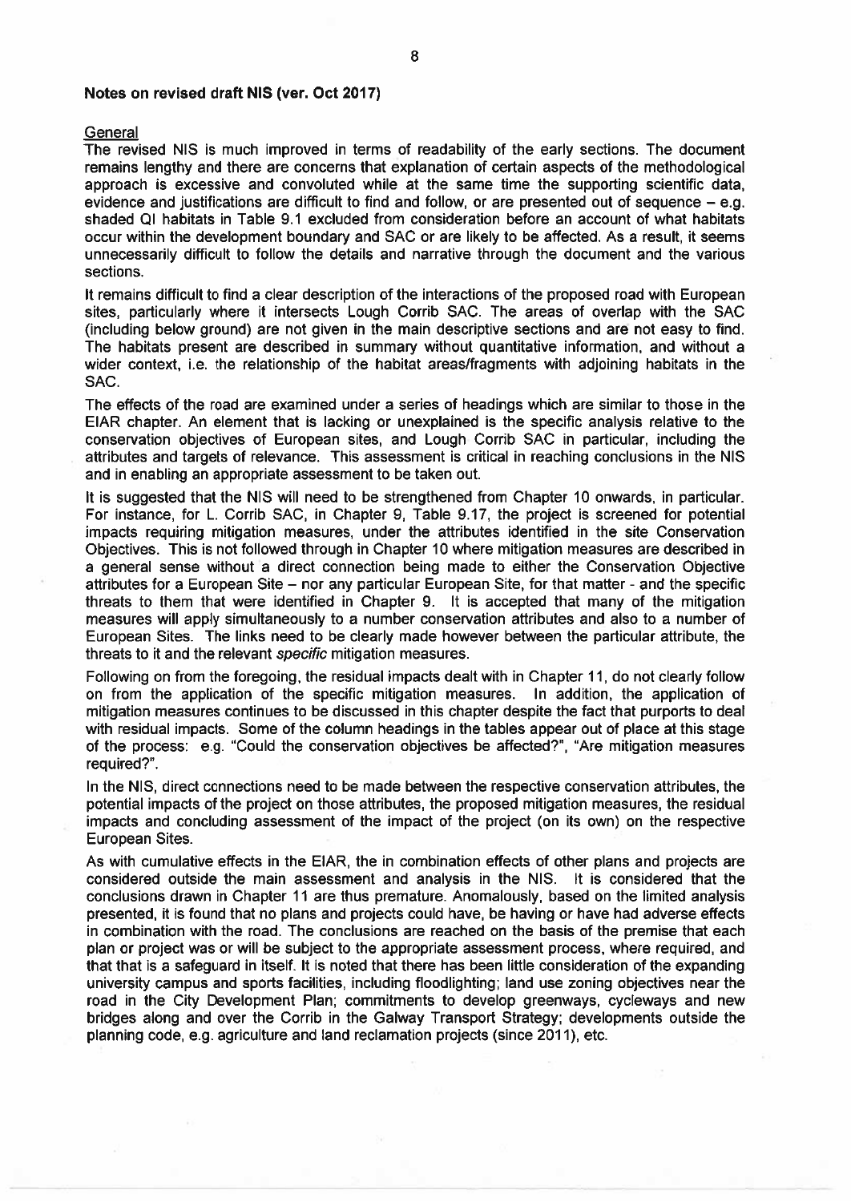**Notes on revised draft NIS (ver. Oct 2017)**

General

The revised NIS is much improved in terms of readability of the early sections. The document remains lengthy and there are concerns that explanation of certain aspects of the methodological approach is excessive and convoluted while at the same time the supporting scientific data, evidence and justifications are difficult to find and follow, or are presented out of sequence – e.g. shaded QI habitats in Table 9.1 excluded from consideration before an account of what habitats occur within the development boundary and SAC or are likely to be affected. As a result, it seems unnecessarily difficult to follow the details and narrative through the document and the various sections.

It remains difficult to find a clear description of the interactions of the proposed road with European sites, particularly where it intersects Lough Corrib SAC. The areas of overlap with the SAC (including below ground) are not given in the main descriptive sections and are not easy to find. The habitats present are described in summary without quantitative information, and without a wider context, i.e. the relationship of the habitat areas/fragments with adjoining habitats in the SAC.

The effects of the road are examined under a series of headings which are similar to those in the EIAR chapter. An element that is lacking or unexplained is the specific analysis relative to the conservation objectives of European sites, and Lough Corrib SAC in particular, including the attributes and targets of relevance. This assessment is critical in reaching conclusions in the NIS and in enabling an appropriate assessment to be taken out.

It is suggested that the NIS will need to be strengthened from Chapter 10 onwards, in particular. For instance, for L. Corrib SAC, in Chapter 9, Table 9.17, the project is screened for potential impacts requiring mitigation measures, under the attributes identified in the site Conservation Objectives. This is not followed through in Chapter 10 where mitigation measures are described in a general sense without a direct connection being made to either the Conservation Objective attributes for a European Site – nor any particular European Site, for that matter - and the specific threats to them that were identified in Chapter 9. It is accepted that many of the mitigation measures will apply simultaneously to a number conservation attributes and also to a number of European Sites. The links need to be clearly made however between the particular attribute, the threats to it and the relevant *specific* mitigation measures.

Following on from the foregoing, the residual impacts dealt with in Chapter 11, do not clearly follow on from the application of the specific mitigation measures. In addition, the application of mitigation measures continues to be discussed in this chapter despite the fact that purports to deal with residual impacts. Some of the column headings in the tables appear out of place at this stage of the process: e.g. "Could the conservation objectives be affected?", "Are mitigation measures required?".

In the NIS, direct connections need to be made between the respective conservation attributes, the potential impacts of the project on those attributes, the proposed mitigation measures, the residual impacts and concluding assessment of the impact of the project (on its own) on the respective European Sites.

As with cumulative effects in the EIAR, the in combination effects of other plans and projects are considered outside the main assessment and analysis in the NIS. It is considered that the conclusions drawn in Chapter 11 are thus premature. Anomalously, based on the limited analysis presented, it is found that no plans and projects could have, be having or have had adverse effects in combination with the road. The conclusions are reached on the basis of the premise that each plan or project was or will be subject to the appropriate assessment process, where required, and that that is a safeguard in itself. It is noted that there has been little consideration of the expanding university campus and sports facilities, including floodlighting; land use zoning objectives near the road in the City Development Plan; commitments to develop greenways, cycleways and new bridges along and over the Corrib in the Galway Transport Strategy; developments outside the planning code, e.g. agriculture and land reclamation projects (since 2011), etc.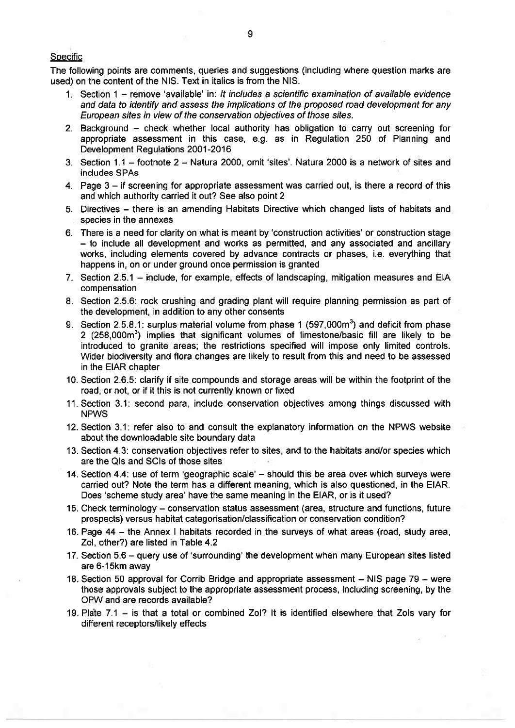Specific

The following points are comments, queries and suggestions (including where question marks are used) on the content of the NIS. Text in italics is from the NIS.

1. Section 1 – remove 'available' in: *It includes a scientific examination of available evidence and data to identify and assess the implications of the proposed road development for any European sites in view of the conservation objectives of those sites.*
2. Background – check whether local authority has obligation to carry out screening for appropriate assessment in this case, e.g. as in Regulation 250 of Planning and Development Regulations 2001-2016
3. Section 1.1 – footnote 2 – Natura 2000, omit 'sites'. Natura 2000 is a network of sites and includes SPAs
4. Page 3 – if screening for appropriate assessment was carried out, is there a record of this and which authority carried it out? See also point 2
5. Directives – there is an amending Habitats Directive which changed lists of habitats and species in the annexes
6. There is a need for clarity on what is meant by 'construction activities' or construction stage – to include all development and works as permitted, and any associated and ancillary works, including elements covered by advance contracts or phases, i.e. everything that happens in, on or under ground once permission is granted
7. Section 2.5.1 – include, for example, effects of landscaping, mitigation measures and EIA compensation
8. Section 2.5.6: rock crushing and grading plant will require planning permission as part of the development, in addition to any other consents
9. Section 2.5.8.1: surplus material volume from phase 1 (597,000m$^3$) and deficit from phase 2 (258,000m$^3$) implies that significant volumes of limestone/basic fill are likely to be introduced to granite areas; the restrictions specified will impose only limited controls. Wider biodiversity and flora changes are likely to result from this and need to be assessed in the EIAR chapter
10. Section 2.6.5: clarify if site compounds and storage areas will be within the footprint of the road, or not, or if it this is not currently known or fixed
11. Section 3.1: second para, include conservation objectives among things discussed with NPWS
12. Section 3.1: refer also to and consult the explanatory information on the NPWS website about the downloadable site boundary data
13. Section 4.3: conservation objectives refer to sites, and to the habitats and/or species which are the QIs and SCIs of those sites
14. Section 4.4: use of term 'geographic scale' – should this be area over which surveys were carried out? Note the term has a different meaning, which is also questioned, in the EIAR. Does 'scheme study area' have the same meaning in the EIAR, or is it used?
15. Check terminology – conservation status assessment (area, structure and functions, future prospects) versus habitat categorisation/classification or conservation condition?
16. Page 44 – the Annex I habitats recorded in the surveys of what areas (road, study area, ZoI, other?) are listed in Table 4.2
17. Section 5.6 – query use of 'surrounding' the development when many European sites listed are 6-15km away
18. Section 50 approval for Corrib Bridge and appropriate assessment – NIS page 79 – were those approvals subject to the appropriate assessment process, including screening, by the OPW and are records available?
19. Plate 7.1 – is that a total or combined ZoI? It is identified elsewhere that ZoIs vary for different receptors/likely effects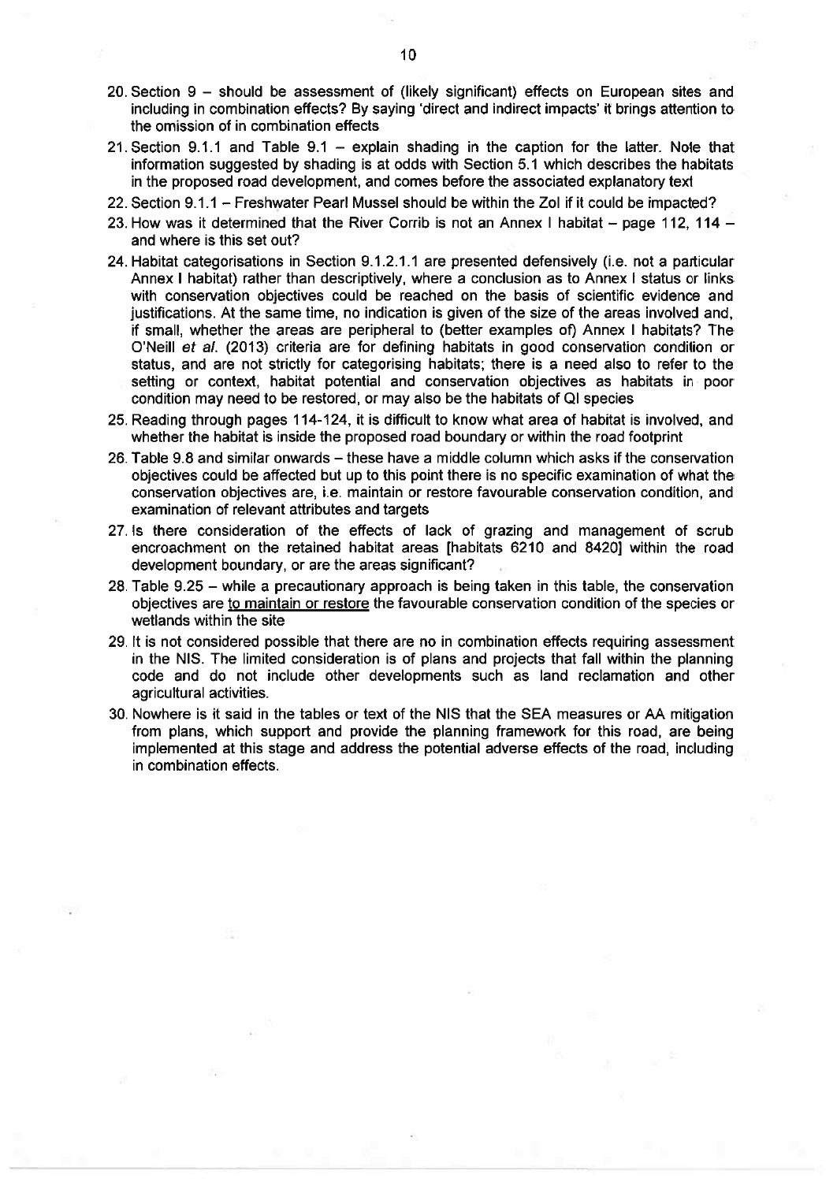20. Section 9 – should be assessment of (likely significant) effects on European sites and including in combination effects? By saying 'direct and indirect impacts' it brings attention to the omission of in combination effects
21. Section 9.1.1 and Table 9.1 – explain shading in the caption for the latter. Note that information suggested by shading is at odds with Section 5.1 which describes the habitats in the proposed road development, and comes before the associated explanatory text
22. Section 9.1.1 – Freshwater Pearl Mussel should be within the ZoI if it could be impacted?
23. How was it determined that the River Corrib is not an Annex I habitat – page 112, 114 – and where is this set out?
24. Habitat categorisations in Section 9.1.2.1.1 are presented defensively (i.e. not a particular Annex I habitat) rather than descriptively, where a conclusion as to Annex I status or links with conservation objectives could be reached on the basis of scientific evidence and justifications. At the same time, no indication is given of the size of the areas involved and, if small, whether the areas are peripheral to (better examples of) Annex I habitats? The O'Neill *et al.* (2013) criteria are for defining habitats in good conservation condition or status, and are not strictly for categorising habitats; there is a need also to refer to the setting or context, habitat potential and conservation objectives as habitats in poor condition may need to be restored, or may also be the habitats of QI species
25. Reading through pages 114-124, it is difficult to know what area of habitat is involved, and whether the habitat is inside the proposed road boundary or within the road footprint
26. Table 9.8 and similar onwards – these have a middle column which asks if the conservation objectives could be affected but up to this point there is no specific examination of what the conservation objectives are, i.e. maintain or restore favourable conservation condition, and examination of relevant attributes and targets
27. Is there consideration of the effects of lack of grazing and management of scrub encroachment on the retained habitat areas [habitats 6210 and 8420] within the road development boundary, or are the areas significant?
28. Table 9.25 – while a precautionary approach is being taken in this table, the conservation objectives are <u>to maintain or restore</u> the favourable conservation condition of the species or wetlands within the site
29. It is not considered possible that there are no in combination effects requiring assessment in the NIS. The limited consideration is of plans and projects that fall within the planning code and do not include other developments such as land reclamation and other agricultural activities.
30. Nowhere is it said in the tables or text of the NIS that the SEA measures or AA mitigation from plans, which support and provide the planning framework for this road, are being implemented at this stage and address the potential adverse effects of the road, including in combination effects.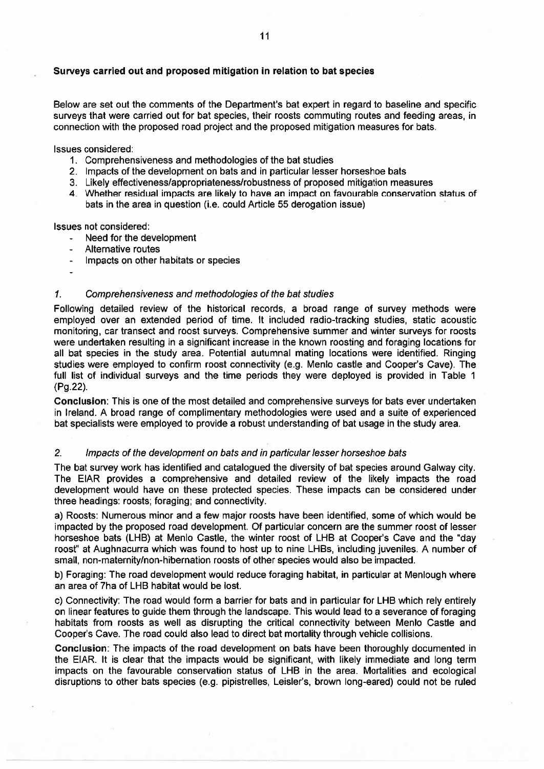**Surveys carried out and proposed mitigation in relation to bat species**

Below are set out the comments of the Department's bat expert in regard to baseline and specific surveys that were carried out for bat species, their roosts commuting routes and feeding areas, in connection with the proposed road project and the proposed mitigation measures for bats.

Issues considered:

1. Comprehensiveness and methodologies of the bat studies
2. Impacts of the development on bats and in particular lesser horseshoe bats
3. Likely effectiveness/appropriateness/robustness of proposed mitigation measures
4. Whether residual impacts are likely to have an impact on favourable conservation status of bats in the area in question (i.e. could Article 55 derogation issue)

Issues not considered:

- Need for the development
- Alternative routes
- Impacts on other habitats or species
-

*1. Comprehensiveness and methodologies of the bat studies*

Following detailed review of the historical records, a broad range of survey methods were employed over an extended period of time. It included radio-tracking studies, static acoustic monitoring, car transect and roost surveys. Comprehensive summer and winter surveys for roosts were undertaken resulting in a significant increase in the known roosting and foraging locations for all bat species in the study area. Potential autumnal mating locations were identified. Ringing studies were employed to confirm roost connectivity (e.g. Menlo castle and Cooper's Cave). The full list of individual surveys and the time periods they were deployed is provided in Table 1 (Pg.22).

**Conclusion**: This is one of the most detailed and comprehensive surveys for bats ever undertaken in Ireland. A broad range of complimentary methodologies were used and a suite of experienced bat specialists were employed to provide a robust understanding of bat usage in the study area.

*2. Impacts of the development on bats and in particular lesser horseshoe bats*

The bat survey work has identified and catalogued the diversity of bat species around Galway city. The EIAR provides a comprehensive and detailed review of the likely impacts the road development would have on these protected species. These impacts can be considered under three headings: roosts; foraging; and connectivity.

a) Roosts: Numerous minor and a few major roosts have been identified, some of which would be impacted by the proposed road development. Of particular concern are the summer roost of lesser horseshoe bats (LHB) at Menlo Castle, the winter roost of LHB at Cooper's Cave and the "day roost" at Aughnacurra which was found to host up to nine LHBs, including juveniles. A number of small, non-maternity/non-hibernation roosts of other species would also be impacted.

b) Foraging: The road development would reduce foraging habitat, in particular at Menlough where an area of 7ha of LHB habitat would be lost.

c) Connectivity: The road would form a barrier for bats and in particular for LHB which rely entirely on linear features to guide them through the landscape. This would lead to a severance of foraging habitats from roosts as well as disrupting the critical connectivity between Menlo Castle and Cooper's Cave. The road could also lead to direct bat mortality through vehicle collisions.

**Conclusion**: The impacts of the road development on bats have been thoroughly documented in the EIAR. It is clear that the impacts would be significant, with likely immediate and long term impacts on the favourable conservation status of LHB in the area. Mortalities and ecological disruptions to other bats species (e.g. pipistrelles, Leisler's, brown long-eared) could not be ruled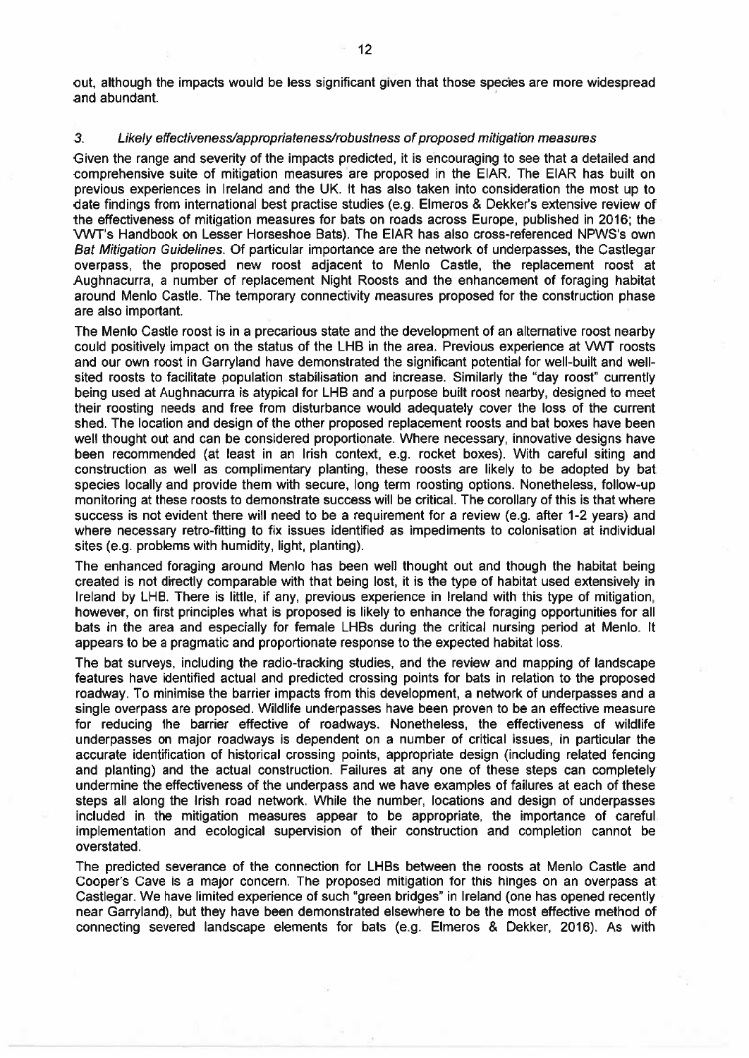out, although the impacts would be less significant given that those species are more widespread and abundant.

### 3. *Likely effectiveness/appropriateness/robustness of proposed mitigation measures*

Given the range and severity of the impacts predicted, it is encouraging to see that a detailed and comprehensive suite of mitigation measures are proposed in the EIAR. The EIAR has built on previous experiences in Ireland and the UK. It has also taken into consideration the most up to date findings from international best practise studies (e.g. Elmeros & Dekker's extensive review of the effectiveness of mitigation measures for bats on roads across Europe, published in 2016; the VWT's Handbook on Lesser Horseshoe Bats). The EIAR has also cross-referenced NPWS's own *Bat Mitigation Guidelines*. Of particular importance are the network of underpasses, the Castlegar overpass, the proposed new roost adjacent to Menlo Castle, the replacement roost at Aughnacurra, a number of replacement Night Roosts and the enhancement of foraging habitat around Menlo Castle. The temporary connectivity measures proposed for the construction phase are also important.

The Menlo Castle roost is in a precarious state and the development of an alternative roost nearby could positively impact on the status of the LHB in the area. Previous experience at VWT roosts and our own roost in Garryland have demonstrated the significant potential for well-built and well-sited roosts to facilitate population stabilisation and increase. Similarly the "day roost" currently being used at Aughnacurra is atypical for LHB and a purpose built roost nearby, designed to meet their roosting needs and free from disturbance would adequately cover the loss of the current shed. The location and design of the other proposed replacement roosts and bat boxes have been well thought out and can be considered proportionate. Where necessary, innovative designs have been recommended (at least in an Irish context, e.g. rocket boxes). With careful siting and construction as well as complimentary planting, these roosts are likely to be adopted by bat species locally and provide them with secure, long term roosting options. Nonetheless, follow-up monitoring at these roosts to demonstrate success will be critical. The corollary of this is that where success is not evident there will need to be a requirement for a review (e.g. after 1-2 years) and where necessary retro-fitting to fix issues identified as impediments to colonisation at individual sites (e.g. problems with humidity, light, planting).

The enhanced foraging around Menlo has been well thought out and though the habitat being created is not directly comparable with that being lost, it is the type of habitat used extensively in Ireland by LHB. There is little, if any, previous experience in Ireland with this type of mitigation, however, on first principles what is proposed is likely to enhance the foraging opportunities for all bats in the area and especially for female LHBs during the critical nursing period at Menlo. It appears to be a pragmatic and proportionate response to the expected habitat loss.

The bat surveys, including the radio-tracking studies, and the review and mapping of landscape features have identified actual and predicted crossing points for bats in relation to the proposed roadway. To minimise the barrier impacts from this development, a network of underpasses and a single overpass are proposed. Wildlife underpasses have been proven to be an effective measure for reducing the barrier effective of roadways. Nonetheless, the effectiveness of wildlife underpasses on major roadways is dependent on a number of critical issues, in particular the accurate identification of historical crossing points, appropriate design (including related fencing and planting) and the actual construction. Failures at any one of these steps can completely undermine the effectiveness of the underpass and we have examples of failures at each of these steps all along the Irish road network. While the number, locations and design of underpasses included in the mitigation measures appear to be appropriate, the importance of careful implementation and ecological supervision of their construction and completion cannot be overstated.

The predicted severance of the connection for LHBs between the roosts at Menlo Castle and Cooper's Cave is a major concern. The proposed mitigation for this hinges on an overpass at Castlegar. We have limited experience of such "green bridges" in Ireland (one has opened recently near Garryland), but they have been demonstrated elsewhere to be the most effective method of connecting severed landscape elements for bats (e.g. Elmeros & Dekker, 2016). As with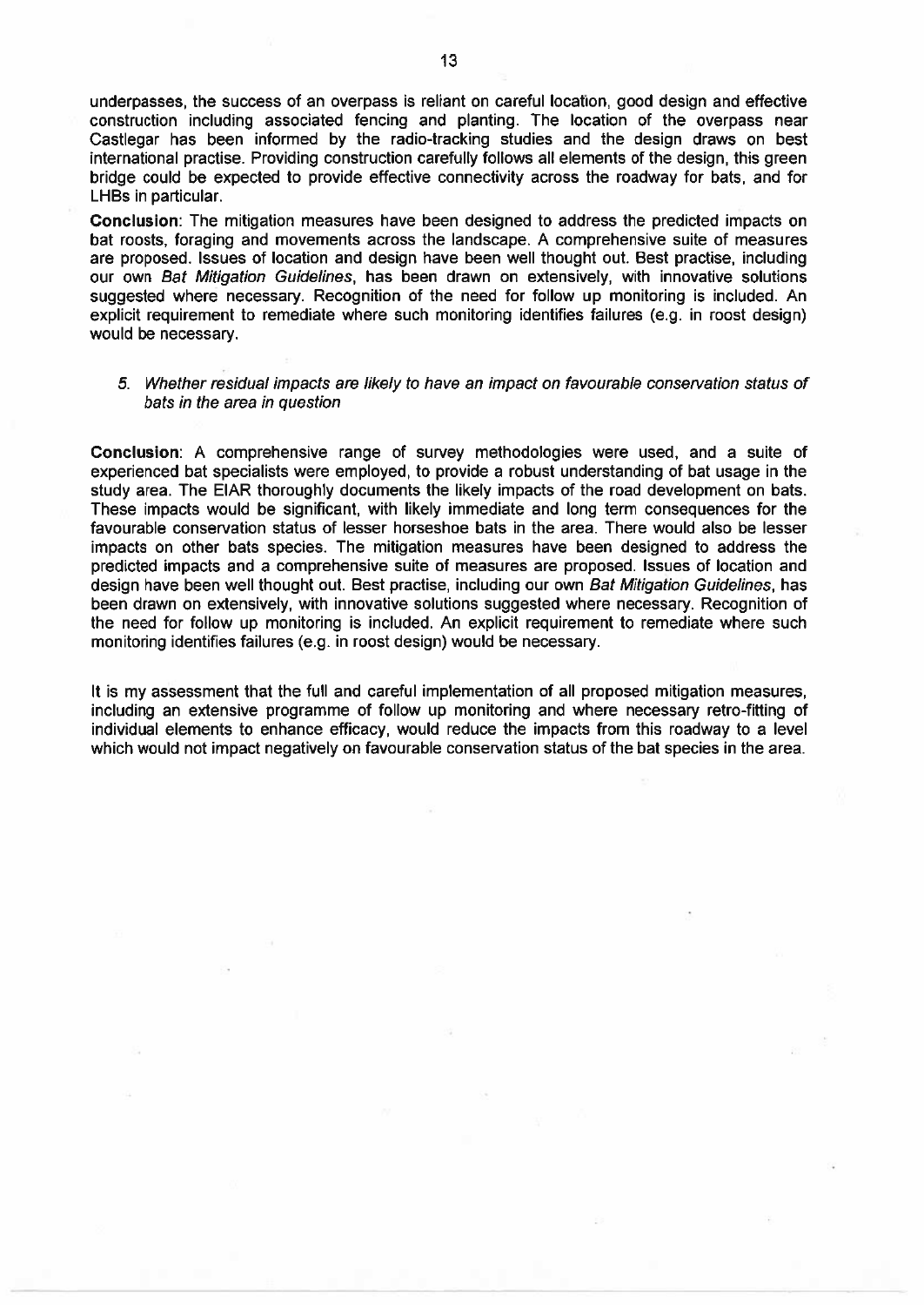underpasses, the success of an overpass is reliant on careful location, good design and effective construction including associated fencing and planting. The location of the overpass near Castlegar has been informed by the radio-tracking studies and the design draws on best international practise. Providing construction carefully follows all elements of the design, this green bridge could be expected to provide effective connectivity across the roadway for bats, and for LHBs in particular.

**Conclusion**: The mitigation measures have been designed to address the predicted impacts on bat roosts, foraging and movements across the landscape. A comprehensive suite of measures are proposed. Issues of location and design have been well thought out. Best practise, including our own *Bat Mitigation Guidelines*, has been drawn on extensively, with innovative solutions suggested where necessary. Recognition of the need for follow up monitoring is included. An explicit requirement to remediate where such monitoring identifies failures (e.g. in roost design) would be necessary.

5. *Whether residual impacts are likely to have an impact on favourable conservation status of bats in the area in question*

**Conclusion**: A comprehensive range of survey methodologies were used, and a suite of experienced bat specialists were employed, to provide a robust understanding of bat usage in the study area. The EIAR thoroughly documents the likely impacts of the road development on bats. These impacts would be significant, with likely immediate and long term consequences for the favourable conservation status of lesser horseshoe bats in the area. There would also be lesser impacts on other bats species. The mitigation measures have been designed to address the predicted impacts and a comprehensive suite of measures are proposed. Issues of location and design have been well thought out. Best practise, including our own *Bat Mitigation Guidelines*, has been drawn on extensively, with innovative solutions suggested where necessary. Recognition of the need for follow up monitoring is included. An explicit requirement to remediate where such monitoring identifies failures (e.g. in roost design) would be necessary.

It is my assessment that the full and careful implementation of all proposed mitigation measures, including an extensive programme of follow up monitoring and where necessary retro-fitting of individual elements to enhance efficacy, would reduce the impacts from this roadway to a level which would not impact negatively on favourable conservation status of the bat species in the area.